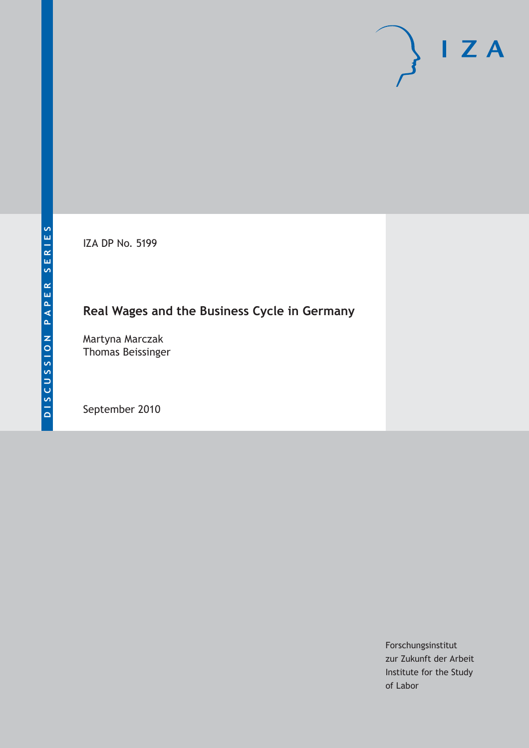DISCUSSION PAPER SERIES

IZA DP No. 5199

# Real Wages and the Business Cycle in Germany

Martyna Marczak
Thomas Beissinger

September 2010

Forschungsinstitut
zur Zukunft der Arbeit
Institute for the Study
of Labor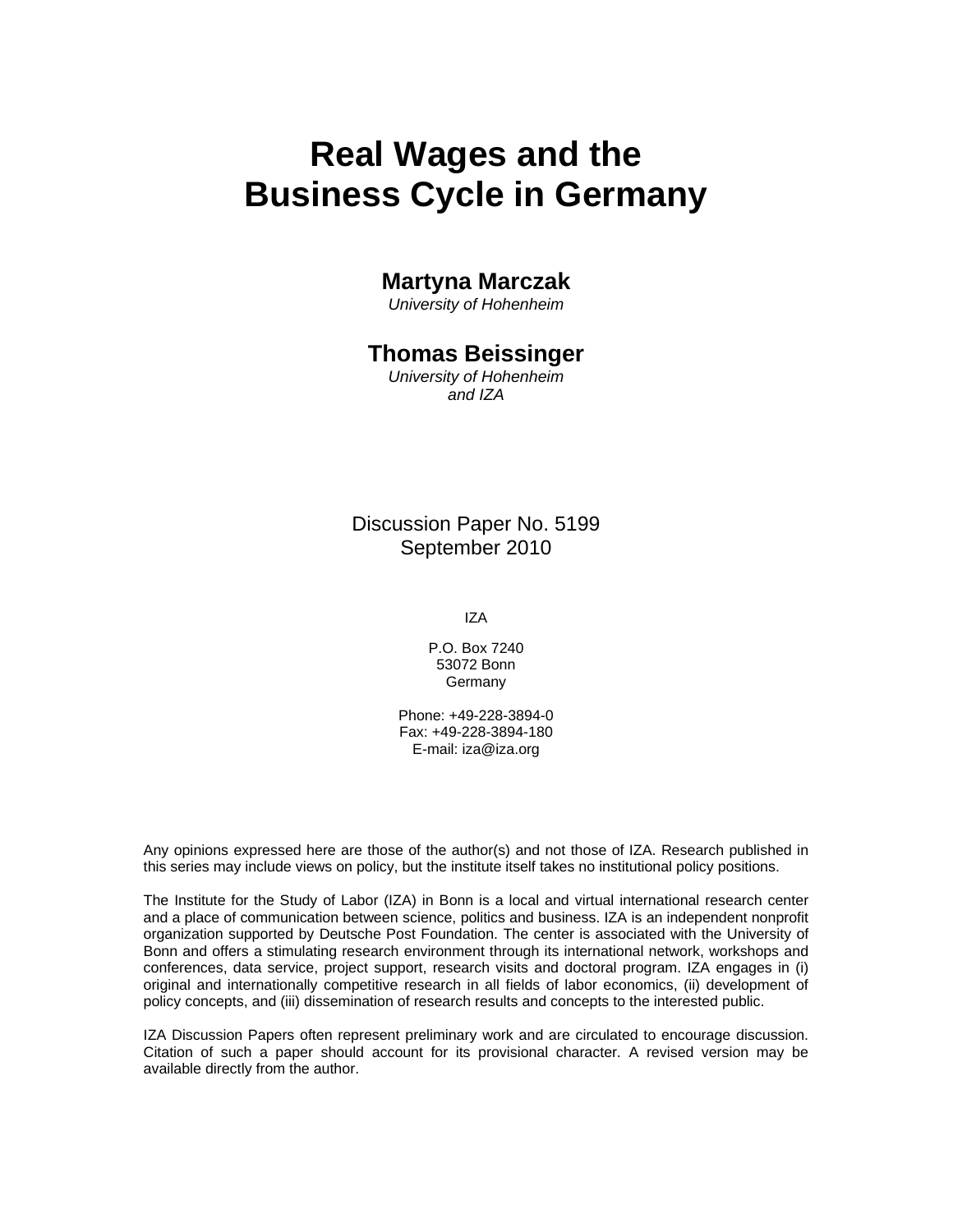# Real Wages and the Business Cycle in Germany

**Martyna Marczak**
*University of Hohenheim*

**Thomas Beissinger**
*University of Hohenheim and IZA*

Discussion Paper No. 5199
September 2010

IZA

P.O. Box 7240
53072 Bonn
Germany

Phone: +49-228-3894-0
Fax: +49-228-3894-180
E-mail: iza@iza.org

Any opinions expressed here are those of the author(s) and not those of IZA. Research published in this series may include views on policy, but the institute itself takes no institutional policy positions.

The Institute for the Study of Labor (IZA) in Bonn is a local and virtual international research center and a place of communication between science, politics and business. IZA is an independent nonprofit organization supported by Deutsche Post Foundation. The center is associated with the University of Bonn and offers a stimulating research environment through its international network, workshops and conferences, data service, project support, research visits and doctoral program. IZA engages in (i) original and internationally competitive research in all fields of labor economics, (ii) development of policy concepts, and (iii) dissemination of research results and concepts to the interested public.

IZA Discussion Papers often represent preliminary work and are circulated to encourage discussion. Citation of such a paper should account for its provisional character. A revised version may be available directly from the author.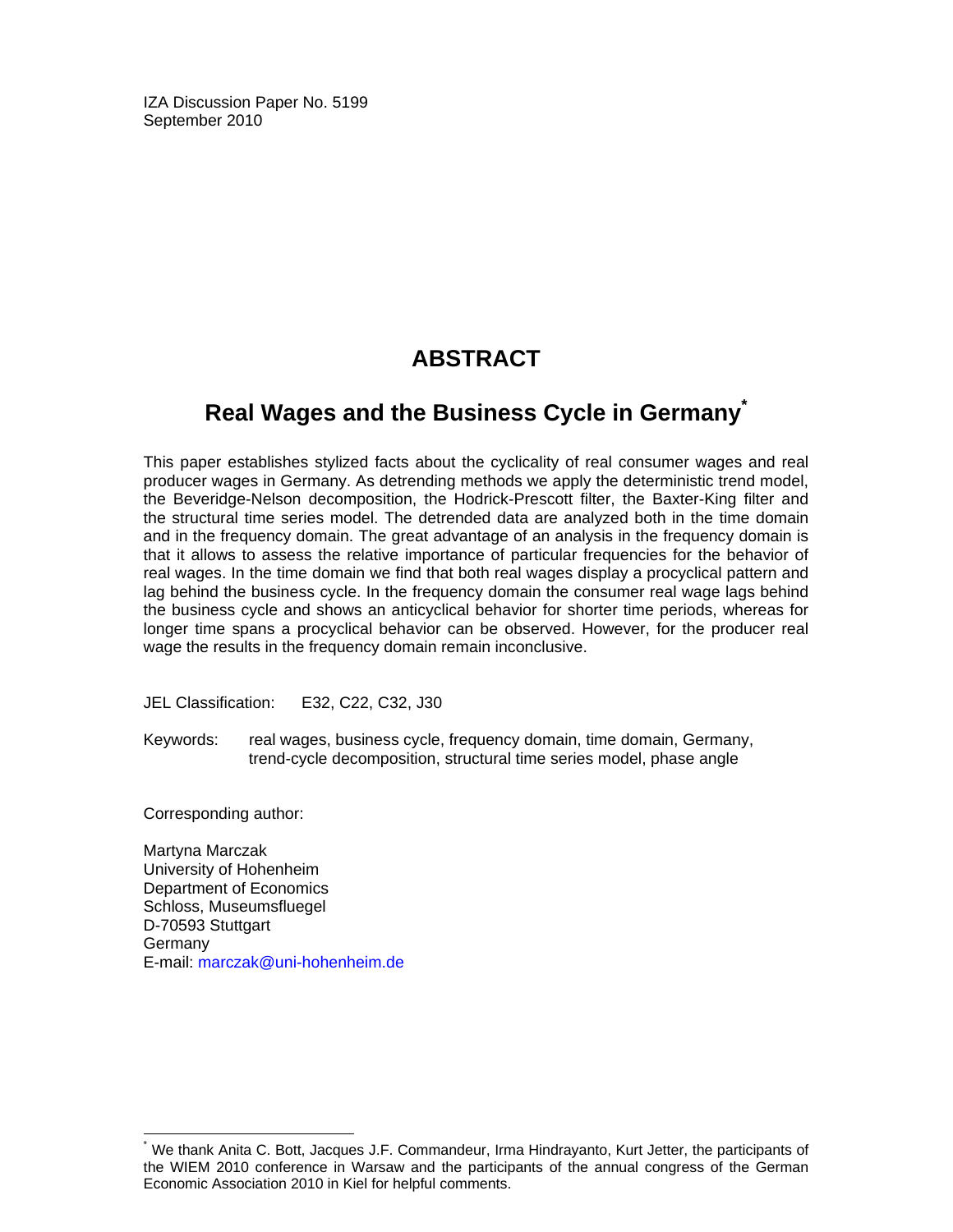IZA Discussion Paper No. 5199
September 2010

# ABSTRACT

## Real Wages and the Business Cycle in Germany*

This paper establishes stylized facts about the cyclicality of real consumer wages and real producer wages in Germany. As detrending methods we apply the deterministic trend model, the Beveridge-Nelson decomposition, the Hodrick-Prescott filter, the Baxter-King filter and the structural time series model. The detrended data are analyzed both in the time domain and in the frequency domain. The great advantage of an analysis in the frequency domain is that it allows to assess the relative importance of particular frequencies for the behavior of real wages. In the time domain we find that both real wages display a procyclical pattern and lag behind the business cycle. In the frequency domain the consumer real wage lags behind the business cycle and shows an anticyclical behavior for shorter time periods, whereas for longer time spans a procyclical behavior can be observed. However, for the producer real wage the results in the frequency domain remain inconclusive.

JEL Classification: E32, C22, C32, J30

Keywords: real wages, business cycle, frequency domain, time domain, Germany, trend-cycle decomposition, structural time series model, phase angle

Corresponding author:

Martyna Marczak
University of Hohenheim
Department of Economics
Schloss, Museumsfluegel
D-70593 Stuttgart
Germany
E-mail: marczak@uni-hohenheim.de

---

* We thank Anita C. Bott, Jacques J.F. Commandeur, Irma Hindrayanto, Kurt Jetter, the participants of the WIEM 2010 conference in Warsaw and the participants of the annual congress of the German Economic Association 2010 in Kiel for helpful comments.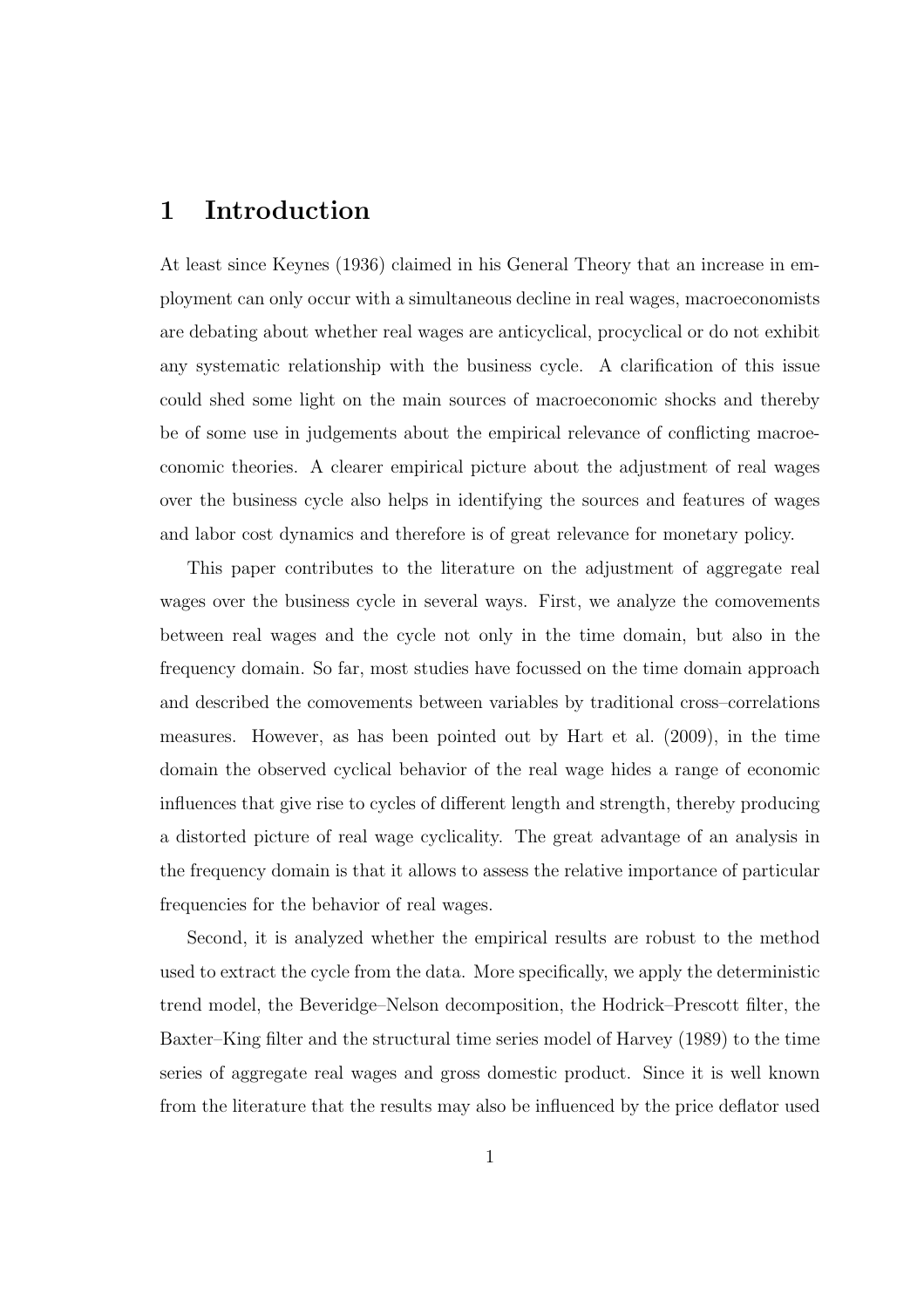# 1 Introduction

At least since Keynes (1936) claimed in his General Theory that an increase in employment can only occur with a simultaneous decline in real wages, macroeconomists are debating about whether real wages are anticyclical, procyclical or do not exhibit any systematic relationship with the business cycle. A clarification of this issue could shed some light on the main sources of macroeconomic shocks and thereby be of some use in judgements about the empirical relevance of conflicting macroeconomic theories. A clearer empirical picture about the adjustment of real wages over the business cycle also helps in identifying the sources and features of wages and labor cost dynamics and therefore is of great relevance for monetary policy.

This paper contributes to the literature on the adjustment of aggregate real wages over the business cycle in several ways. First, we analyze the comovements between real wages and the cycle not only in the time domain, but also in the frequency domain. So far, most studies have focussed on the time domain approach and described the comovements between variables by traditional cross–correlations measures. However, as has been pointed out by Hart et al. (2009), in the time domain the observed cyclical behavior of the real wage hides a range of economic influences that give rise to cycles of different length and strength, thereby producing a distorted picture of real wage cyclicality. The great advantage of an analysis in the frequency domain is that it allows to assess the relative importance of particular frequencies for the behavior of real wages.

Second, it is analyzed whether the empirical results are robust to the method used to extract the cycle from the data. More specifically, we apply the deterministic trend model, the Beveridge–Nelson decomposition, the Hodrick–Prescott filter, the Baxter–King filter and the structural time series model of Harvey (1989) to the time series of aggregate real wages and gross domestic product. Since it is well known from the literature that the results may also be influenced by the price deflator used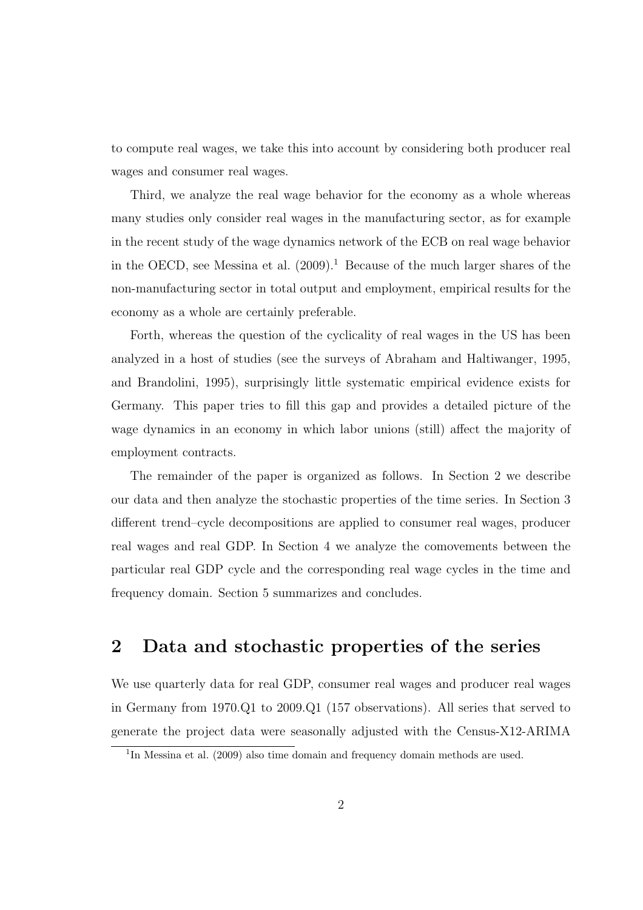to compute real wages, we take this into account by considering both producer real wages and consumer real wages.

Third, we analyze the real wage behavior for the economy as a whole whereas many studies only consider real wages in the manufacturing sector, as for example in the recent study of the wage dynamics network of the ECB on real wage behavior in the OECD, see Messina et al. (2009).[1] Because of the much larger shares of the non-manufacturing sector in total output and employment, empirical results for the economy as a whole are certainly preferable.

Forth, whereas the question of the cyclicality of real wages in the US has been analyzed in a host of studies (see the surveys of Abraham and Haltiwanger, 1995, and Brandolini, 1995), surprisingly little systematic empirical evidence exists for Germany. This paper tries to fill this gap and provides a detailed picture of the wage dynamics in an economy in which labor unions (still) affect the majority of employment contracts.

The remainder of the paper is organized as follows. In Section 2 we describe our data and then analyze the stochastic properties of the time series. In Section 3 different trend–cycle decompositions are applied to consumer real wages, producer real wages and real GDP. In Section 4 we analyze the comovements between the particular real GDP cycle and the corresponding real wage cycles in the time and frequency domain. Section 5 summarizes and concludes.

## 2 Data and stochastic properties of the series

We use quarterly data for real GDP, consumer real wages and producer real wages in Germany from 1970.Q1 to 2009.Q1 (157 observations). All series that served to generate the project data were seasonally adjusted with the Census-X12-ARIMA

[1] In Messina et al. (2009) also time domain and frequency domain methods are used.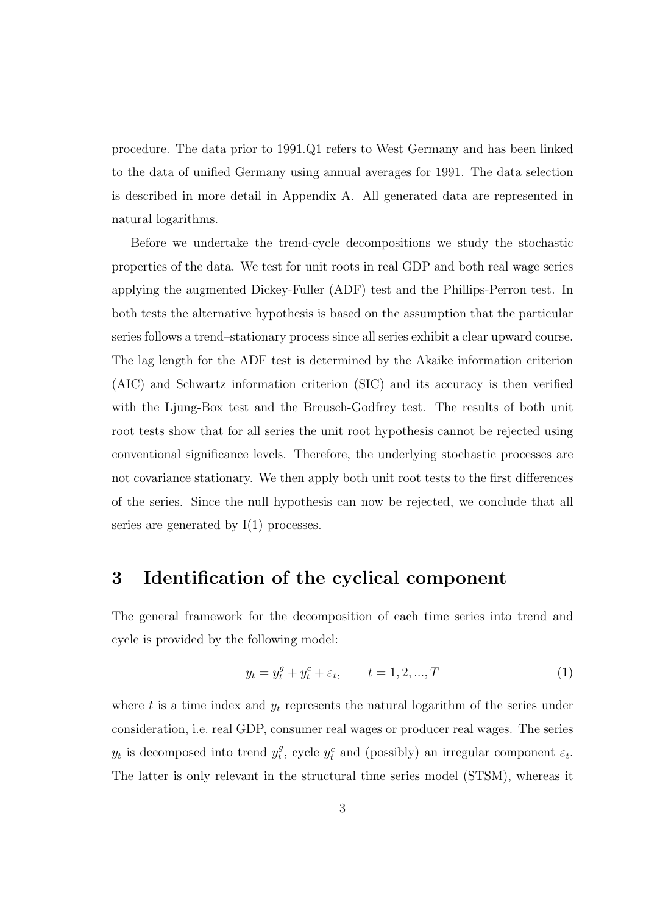procedure. The data prior to 1991.Q1 refers to West Germany and has been linked to the data of unified Germany using annual averages for 1991. The data selection is described in more detail in Appendix A. All generated data are represented in natural logarithms.

Before we undertake the trend-cycle decompositions we study the stochastic properties of the data. We test for unit roots in real GDP and both real wage series applying the augmented Dickey-Fuller (ADF) test and the Phillips-Perron test. In both tests the alternative hypothesis is based on the assumption that the particular series follows a trend–stationary process since all series exhibit a clear upward course. The lag length for the ADF test is determined by the Akaike information criterion (AIC) and Schwartz information criterion (SIC) and its accuracy is then verified with the Ljung-Box test and the Breusch-Godfrey test. The results of both unit root tests show that for all series the unit root hypothesis cannot be rejected using conventional significance levels. Therefore, the underlying stochastic processes are not covariance stationary. We then apply both unit root tests to the first differences of the series. Since the null hypothesis can now be rejected, we conclude that all series are generated by I(1) processes.

# 3 Identification of the cyclical component

The general framework for the decomposition of each time series into trend and cycle is provided by the following model:

$$y_t = y_t^g + y_t^c + \varepsilon_t, \qquad t = 1, 2, ..., T \tag{1}$$

where $t$ is a time index and $y_t$ represents the natural logarithm of the series under consideration, i.e. real GDP, consumer real wages or producer real wages. The series $y_t$ is decomposed into trend $y_t^g$, cycle $y_t^c$ and (possibly) an irregular component $\varepsilon_t$. The latter is only relevant in the structural time series model (STSM), whereas it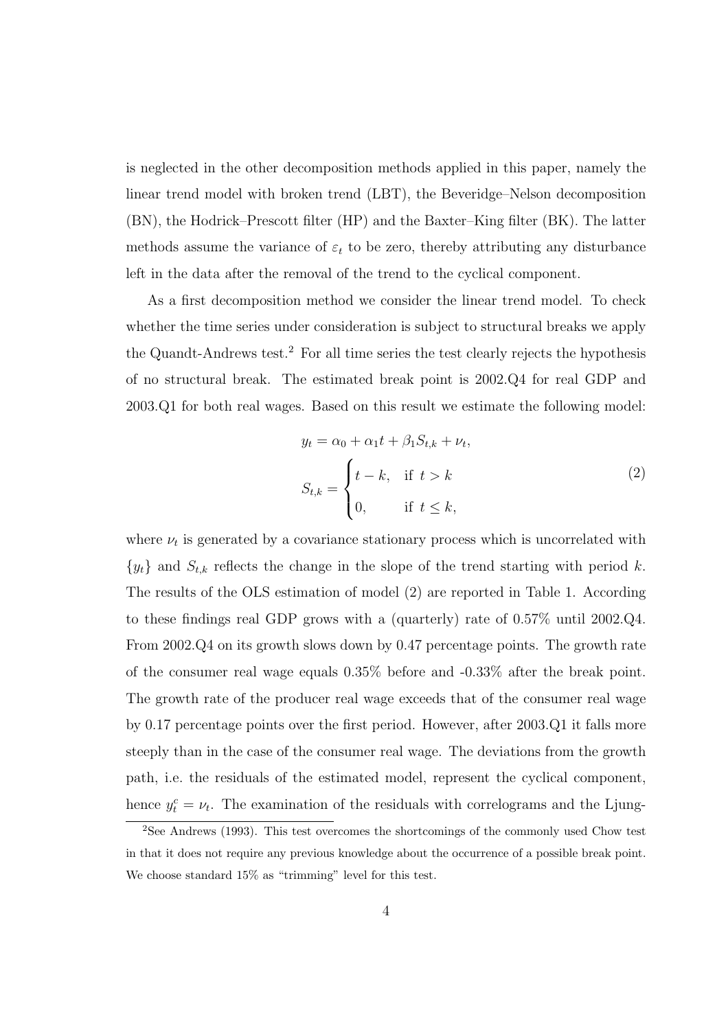is neglected in the other decomposition methods applied in this paper, namely the linear trend model with broken trend (LBT), the Beveridge–Nelson decomposition (BN), the Hodrick–Prescott filter (HP) and the Baxter–King filter (BK). The latter methods assume the variance of $\varepsilon_t$ to be zero, thereby attributing any disturbance left in the data after the removal of the trend to the cyclical component.

As a first decomposition method we consider the linear trend model. To check whether the time series under consideration is subject to structural breaks we apply the Quandt-Andrews test.[2] For all time series the test clearly rejects the hypothesis of no structural break. The estimated break point is 2002.Q4 for real GDP and 2003.Q1 for both real wages. Based on this result we estimate the following model:

$$
\begin{aligned}
y_t &= \alpha_0 + \alpha_1 t + \beta_1 S_{t,k} + \nu_t, \\
S_{t,k} &= \begin{cases} t - k, & \text{if } t > k \\ 0, & \text{if } t \leq k, \end{cases}
\end{aligned}
\tag{2}
$$

where $\nu_t$ is generated by a covariance stationary process which is uncorrelated with $\{y_t\}$ and $S_{t,k}$ reflects the change in the slope of the trend starting with period $k$. The results of the OLS estimation of model (2) are reported in Table 1. According to these findings real GDP grows with a (quarterly) rate of 0.57% until 2002.Q4. From 2002.Q4 on its growth slows down by 0.47 percentage points. The growth rate of the consumer real wage equals 0.35% before and -0.33% after the break point. The growth rate of the producer real wage exceeds that of the consumer real wage by 0.17 percentage points over the first period. However, after 2003.Q1 it falls more steeply than in the case of the consumer real wage. The deviations from the growth path, i.e. the residuals of the estimated model, represent the cyclical component, hence $y_t^c = \nu_t$. The examination of the residuals with correlograms and the Ljung-

[2] See Andrews (1993). This test overcomes the shortcomings of the commonly used Chow test in that it does not require any previous knowledge about the occurrence of a possible break point. We choose standard 15% as "trimming" level for this test.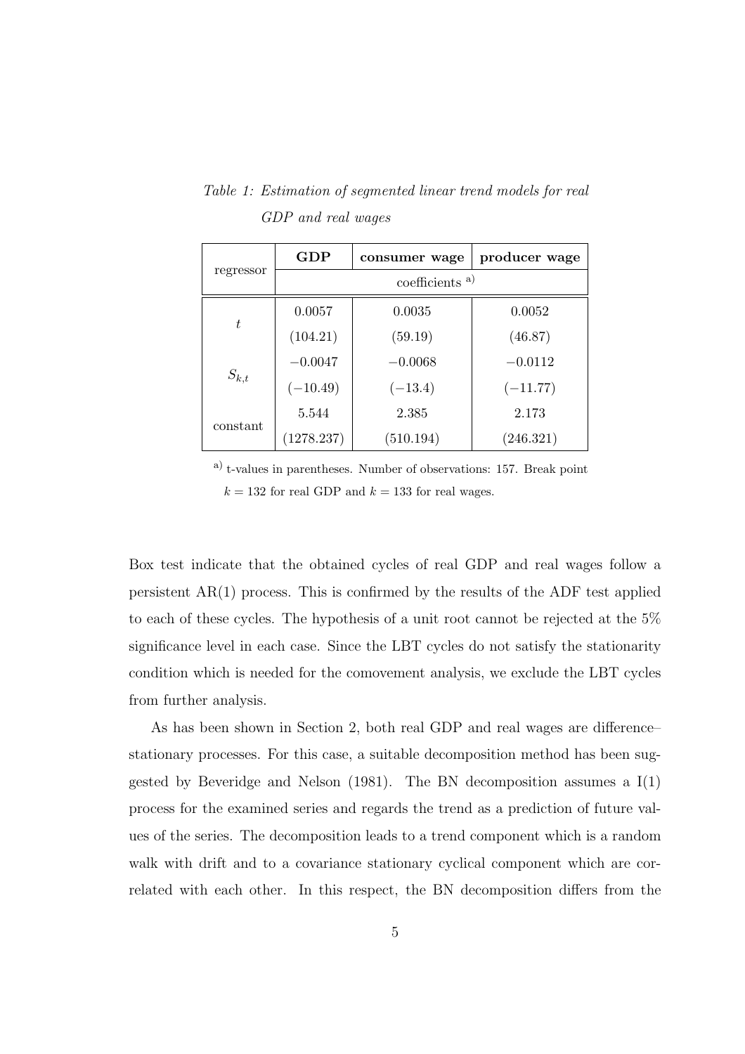*Table 1: Estimation of segmented linear trend models for real GDP and real wages*

| regressor | **GDP** | **consumer wage** | **producer wage** |
|---|---|---|---|
| | coefficients [a)] | | |
| $t$ | 0.0057 | 0.0035 | 0.0052 |
| | (104.21) | (59.19) | (46.87) |
| $S_{k,t}$ | $-0.0047$ | $-0.0068$ | $-0.0112$ |
| | $(-10.49)$ | $(-13.4)$ | $(-11.77)$ |
| constant | 5.544 | 2.385 | 2.173 |
| | (1278.237) | (510.194) | (246.321) |

[a)] t-values in parentheses. Number of observations: 157. Break point $k = 132$ for real GDP and $k = 133$ for real wages.

Box test indicate that the obtained cycles of real GDP and real wages follow a persistent AR(1) process. This is confirmed by the results of the ADF test applied to each of these cycles. The hypothesis of a unit root cannot be rejected at the 5% significance level in each case. Since the LBT cycles do not satisfy the stationarity condition which is needed for the comovement analysis, we exclude the LBT cycles from further analysis.

As has been shown in Section 2, both real GDP and real wages are difference–stationary processes. For this case, a suitable decomposition method has been suggested by Beveridge and Nelson (1981). The BN decomposition assumes a I(1) process for the examined series and regards the trend as a prediction of future values of the series. The decomposition leads to a trend component which is a random walk with drift and to a covariance stationary cyclical component which are correlated with each other. In this respect, the BN decomposition differs from the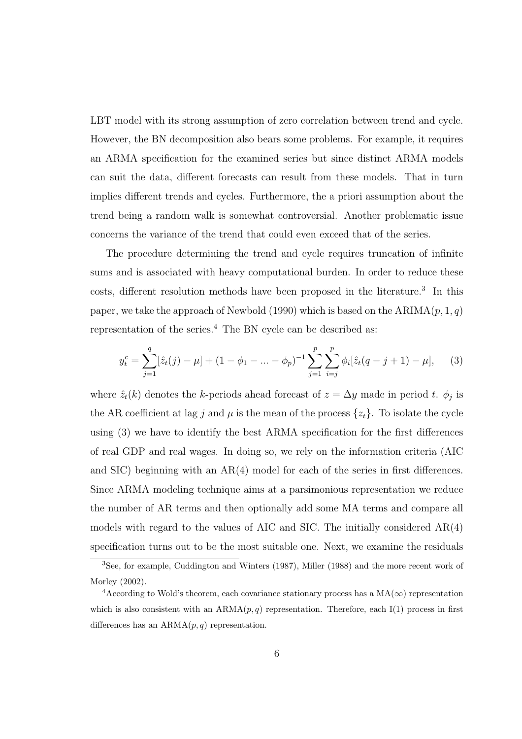LBT model with its strong assumption of zero correlation between trend and cycle. However, the BN decomposition also bears some problems. For example, it requires an ARMA specification for the examined series but since distinct ARMA models can suit the data, different forecasts can result from these models. That in turn implies different trends and cycles. Furthermore, the a priori assumption about the trend being a random walk is somewhat controversial. Another problematic issue concerns the variance of the trend that could even exceed that of the series.

The procedure determining the trend and cycle requires truncation of infinite sums and is associated with heavy computational burden. In order to reduce these costs, different resolution methods have been proposed in the literature.[3] In this paper, we take the approach of Newbold (1990) which is based on the ARIMA$(p, 1, q)$ representation of the series.[4] The BN cycle can be described as:

$$y_t^c = \sum_{j=1}^{q} [\hat{z}_t(j) - \mu] + (1 - \phi_1 - ... - \phi_p)^{-1} \sum_{j=1}^{p} \sum_{i=j}^{p} \phi_i [\hat{z}_t(q - j + 1) - \mu], \qquad (3)$$

where $\hat{z}_t(k)$ denotes the $k$-periods ahead forecast of $z = \Delta y$ made in period $t$. $\phi_j$ is the AR coefficient at lag $j$ and $\mu$ is the mean of the process $\{z_t\}$. To isolate the cycle using (3) we have to identify the best ARMA specification for the first differences of real GDP and real wages. In doing so, we rely on the information criteria (AIC and SIC) beginning with an AR(4) model for each of the series in first differences. Since ARMA modeling technique aims at a parsimonious representation we reduce the number of AR terms and then optionally add some MA terms and compare all models with regard to the values of AIC and SIC. The initially considered AR(4) specification turns out to be the most suitable one. Next, we examine the residuals

[3] See, for example, Cuddington and Winters (1987), Miller (1988) and the more recent work of Morley (2002).

[4] According to Wold's theorem, each covariance stationary process has a MA$(\infty)$ representation which is also consistent with an ARMA$(p, q)$ representation. Therefore, each I(1) process in first differences has an ARMA$(p, q)$ representation.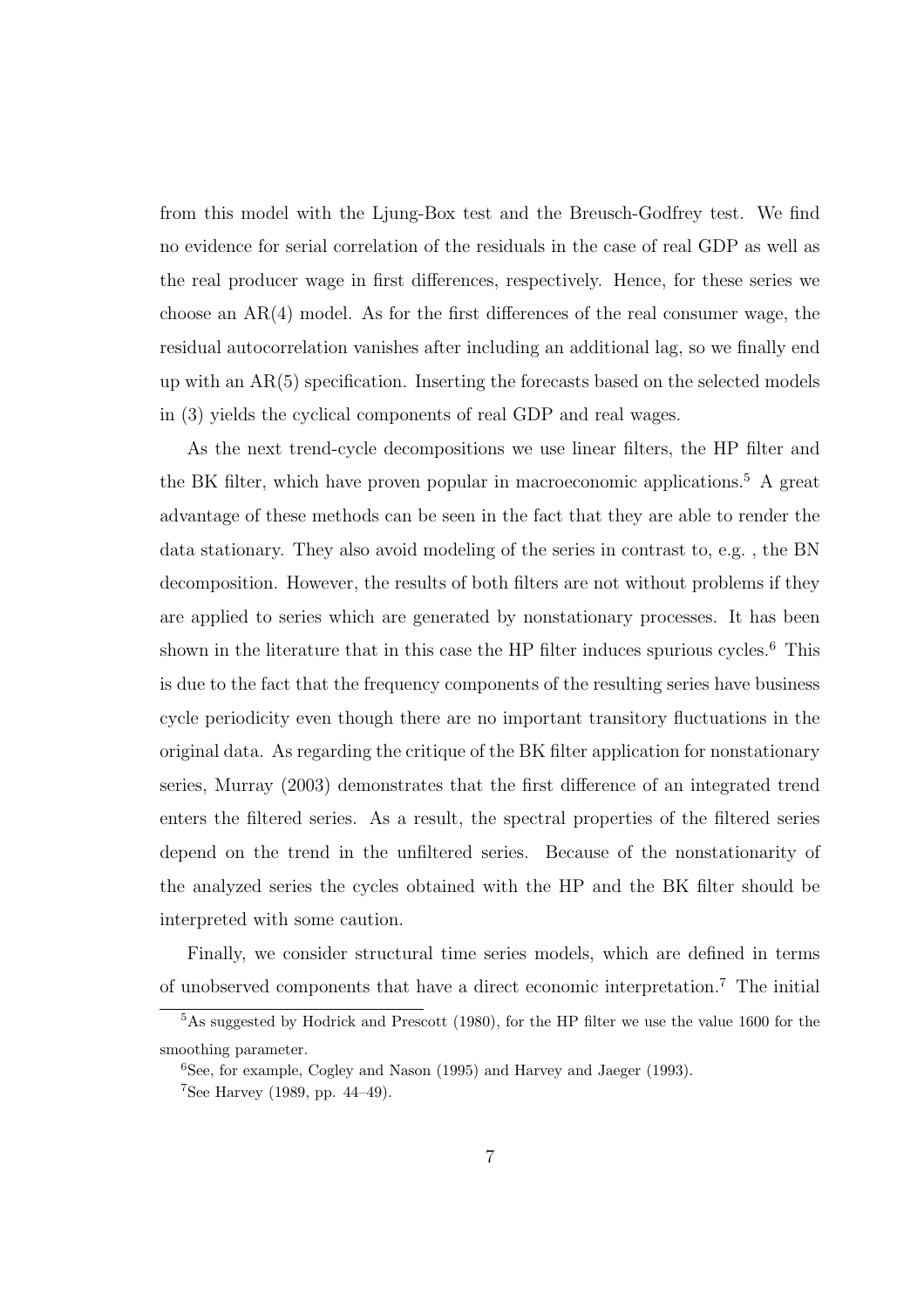from this model with the Ljung-Box test and the Breusch-Godfrey test. We find no evidence for serial correlation of the residuals in the case of real GDP as well as the real producer wage in first differences, respectively. Hence, for these series we choose an AR(4) model. As for the first differences of the real consumer wage, the residual autocorrelation vanishes after including an additional lag, so we finally end up with an AR(5) specification. Inserting the forecasts based on the selected models in (3) yields the cyclical components of real GDP and real wages.

As the next trend-cycle decompositions we use linear filters, the HP filter and the BK filter, which have proven popular in macroeconomic applications.[5] A great advantage of these methods can be seen in the fact that they are able to render the data stationary. They also avoid modeling of the series in contrast to, e.g. , the BN decomposition. However, the results of both filters are not without problems if they are applied to series which are generated by nonstationary processes. It has been shown in the literature that in this case the HP filter induces spurious cycles.[6] This is due to the fact that the frequency components of the resulting series have business cycle periodicity even though there are no important transitory fluctuations in the original data. As regarding the critique of the BK filter application for nonstationary series, Murray (2003) demonstrates that the first difference of an integrated trend enters the filtered series. As a result, the spectral properties of the filtered series depend on the trend in the unfiltered series. Because of the nonstationarity of the analyzed series the cycles obtained with the HP and the BK filter should be interpreted with some caution.

Finally, we consider structural time series models, which are defined in terms of unobserved components that have a direct economic interpretation.[7] The initial

---

[5] As suggested by Hodrick and Prescott (1980), for the HP filter we use the value 1600 for the smoothing parameter.

[6] See, for example, Cogley and Nason (1995) and Harvey and Jaeger (1993).

[7] See Harvey (1989, pp. 44–49).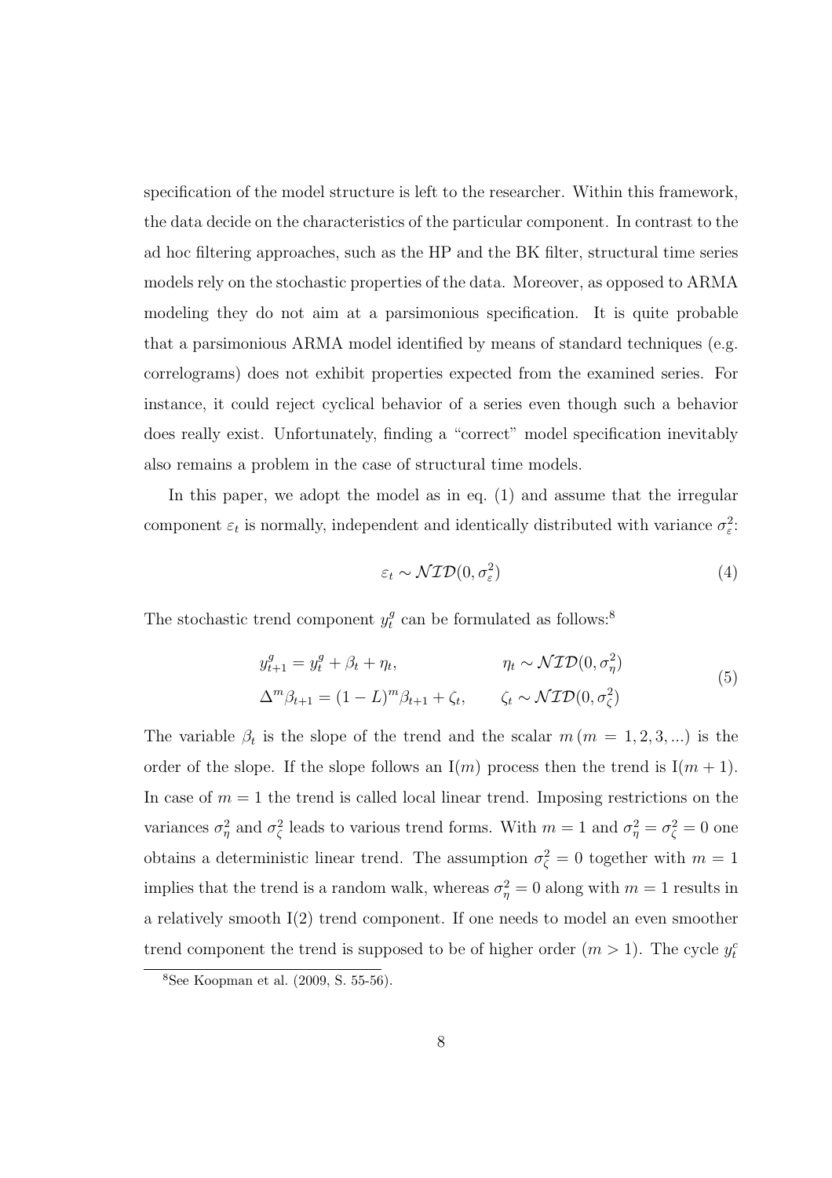specification of the model structure is left to the researcher. Within this framework, the data decide on the characteristics of the particular component. In contrast to the ad hoc filtering approaches, such as the HP and the BK filter, structural time series models rely on the stochastic properties of the data. Moreover, as opposed to ARMA modeling they do not aim at a parsimonious specification. It is quite probable that a parsimonious ARMA model identified by means of standard techniques (e.g. correlograms) does not exhibit properties expected from the examined series. For instance, it could reject cyclical behavior of a series even though such a behavior does really exist. Unfortunately, finding a "correct" model specification inevitably also remains a problem in the case of structural time models.

In this paper, we adopt the model as in eq. (1) and assume that the irregular component $\varepsilon_t$ is normally, independent and identically distributed with variance $\sigma_\varepsilon^2$:

$$\varepsilon_t \sim \mathcal{NID}(0, \sigma_\varepsilon^2) \tag{4}$$

The stochastic trend component $y_t^g$ can be formulated as follows:[8]

$$\begin{aligned} y_{t+1}^g &= y_t^g + \beta_t + \eta_t, & \eta_t &\sim \mathcal{NID}(0, \sigma_\eta^2) \\ \Delta^m \beta_{t+1} &= (1-L)^m \beta_{t+1} + \zeta_t, & \zeta_t &\sim \mathcal{NID}(0, \sigma_\zeta^2) \end{aligned} \tag{5}$$

The variable $\beta_t$ is the slope of the trend and the scalar $m\,(m = 1, 2, 3, ...)$ is the order of the slope. If the slope follows an $\mathrm{I}(m)$ process then the trend is $\mathrm{I}(m+1)$. In case of $m = 1$ the trend is called local linear trend. Imposing restrictions on the variances $\sigma_\eta^2$ and $\sigma_\zeta^2$ leads to various trend forms. With $m = 1$ and $\sigma_\eta^2 = \sigma_\zeta^2 = 0$ one obtains a deterministic linear trend. The assumption $\sigma_\zeta^2 = 0$ together with $m = 1$ implies that the trend is a random walk, whereas $\sigma_\eta^2 = 0$ along with $m = 1$ results in a relatively smooth $\mathrm{I}(2)$ trend component. If one needs to model an even smoother trend component the trend is supposed to be of higher order ($m > 1$). The cycle $y_t^c$

[8]See Koopman et al. (2009, S. 55-56).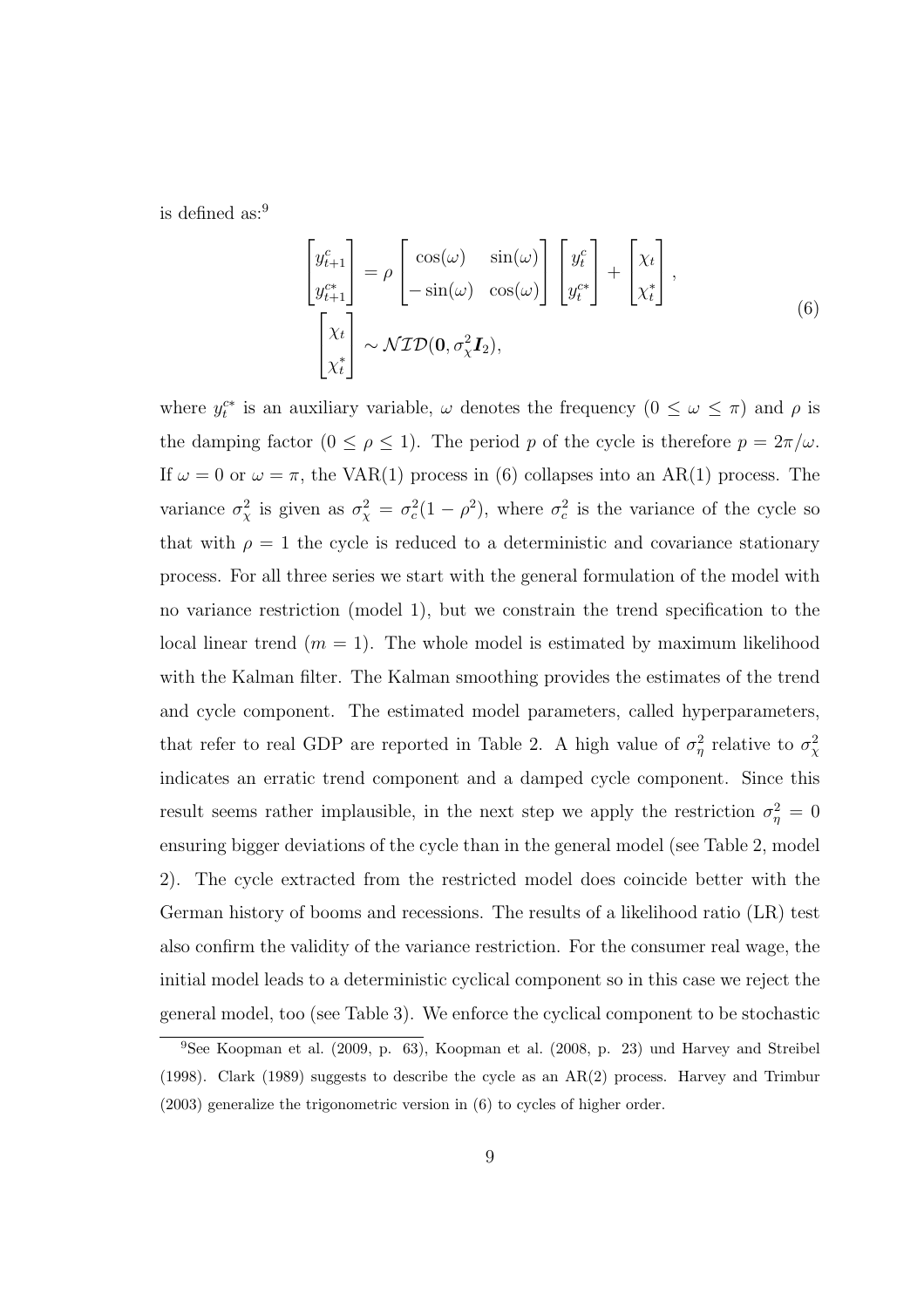is defined as:[9]

$$
\begin{bmatrix} y_{t+1}^{c} \\ y_{t+1}^{c*} \end{bmatrix} = \rho \begin{bmatrix} \cos(\omega) & \sin(\omega) \\ -\sin(\omega) & \cos(\omega) \end{bmatrix} \begin{bmatrix} y_{t}^{c} \\ y_{t}^{c*} \end{bmatrix} + \begin{bmatrix} \chi_t \\ \chi_t^{*} \end{bmatrix},
$$
$$
\begin{bmatrix} \chi_t \\ \chi_t^{*} \end{bmatrix} \sim \mathcal{NID}(\mathbf{0}, \sigma_{\chi}^{2} \boldsymbol{I}_2), \tag{6}
$$

where $y_t^{c*}$ is an auxiliary variable, $\omega$ denotes the frequency ($0 \leq \omega \leq \pi$) and $\rho$ is the damping factor ($0 \leq \rho \leq 1$). The period $p$ of the cycle is therefore $p = 2\pi/\omega$. If $\omega = 0$ or $\omega = \pi$, the VAR(1) process in (6) collapses into an AR(1) process. The variance $\sigma_{\chi}^2$ is given as $\sigma_{\chi}^2 = \sigma_c^2(1 - \rho^2)$, where $\sigma_c^2$ is the variance of the cycle so that with $\rho = 1$ the cycle is reduced to a deterministic and covariance stationary process. For all three series we start with the general formulation of the model with no variance restriction (model 1), but we constrain the trend specification to the local linear trend ($m = 1$). The whole model is estimated by maximum likelihood with the Kalman filter. The Kalman smoothing provides the estimates of the trend and cycle component. The estimated model parameters, called hyperparameters, that refer to real GDP are reported in Table 2. A high value of $\sigma_{\eta}^2$ relative to $\sigma_{\chi}^2$ indicates an erratic trend component and a damped cycle component. Since this result seems rather implausible, in the next step we apply the restriction $\sigma_{\eta}^2 = 0$ ensuring bigger deviations of the cycle than in the general model (see Table 2, model 2). The cycle extracted from the restricted model does coincide better with the German history of booms and recessions. The results of a likelihood ratio (LR) test also confirm the validity of the variance restriction. For the consumer real wage, the initial model leads to a deterministic cyclical component so in this case we reject the general model, too (see Table 3). We enforce the cyclical component to be stochastic

[9] See Koopman et al. (2009, p. 63), Koopman et al. (2008, p. 23) und Harvey and Streibel (1998). Clark (1989) suggests to describe the cycle as an AR(2) process. Harvey and Trimbur (2003) generalize the trigonometric version in (6) to cycles of higher order.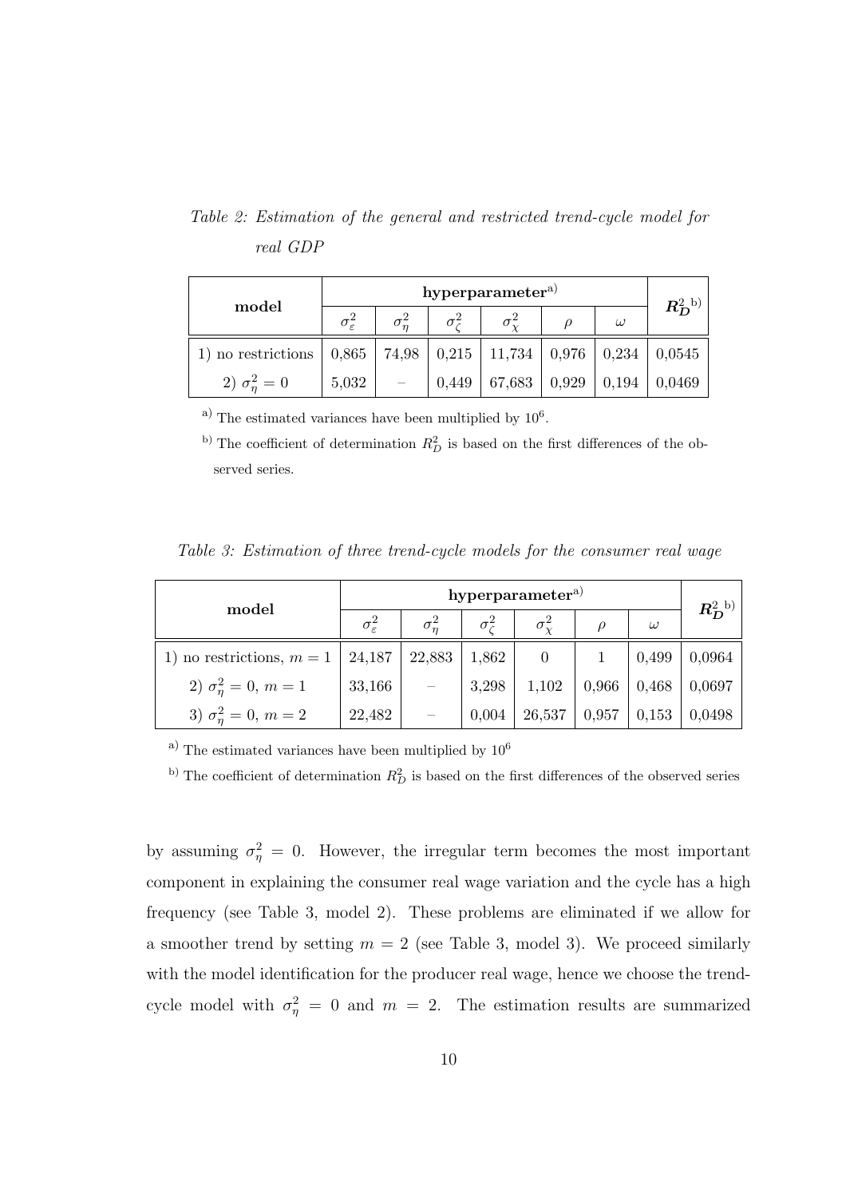*Table 2: Estimation of the general and restricted trend-cycle model for real GDP*

| model | hyperparameter[a)] | | | | | | $R_D^2$ [b)] |
|---|---|---|---|---|---|---|---|
| | $\sigma_\varepsilon^2$ | $\sigma_\eta^2$ | $\sigma_\zeta^2$ | $\sigma_\chi^2$ | $\rho$ | $\omega$ | |
| 1) no restrictions | 0,865 | 74,98 | 0,215 | 11,734 | 0,976 | 0,234 | 0,0545 |
| 2) $\sigma_\eta^2 = 0$ | 5,032 | – | 0,449 | 67,683 | 0,929 | 0,194 | 0,0469 |

[a)] The estimated variances have been multiplied by $10^6$.

[b)] The coefficient of determination $R_D^2$ is based on the first differences of the observed series.

*Table 3: Estimation of three trend-cycle models for the consumer real wage*

| model | hyperparameter[a)] | | | | | | $R_D^2$ [b)] |
|---|---|---|---|---|---|---|---|
| | $\sigma_\varepsilon^2$ | $\sigma_\eta^2$ | $\sigma_\zeta^2$ | $\sigma_\chi^2$ | $\rho$ | $\omega$ | |
| 1) no restrictions, $m = 1$ | 24,187 | 22,883 | 1,862 | 0 | 1 | 0,499 | 0,0964 |
| 2) $\sigma_\eta^2 = 0$, $m = 1$ | 33,166 | – | 3,298 | 1,102 | 0,966 | 0,468 | 0,0697 |
| 3) $\sigma_\eta^2 = 0$, $m = 2$ | 22,482 | – | 0,004 | 26,537 | 0,957 | 0,153 | 0,0498 |

[a)] The estimated variances have been multiplied by $10^6$

[b)] The coefficient of determination $R_D^2$ is based on the first differences of the observed series

by assuming $\sigma_\eta^2 = 0$. However, the irregular term becomes the most important component in explaining the consumer real wage variation and the cycle has a high frequency (see Table 3, model 2). These problems are eliminated if we allow for a smoother trend by setting $m = 2$ (see Table 3, model 3). We proceed similarly with the model identification for the producer real wage, hence we choose the trend-cycle model with $\sigma_\eta^2 = 0$ and $m = 2$. The estimation results are summarized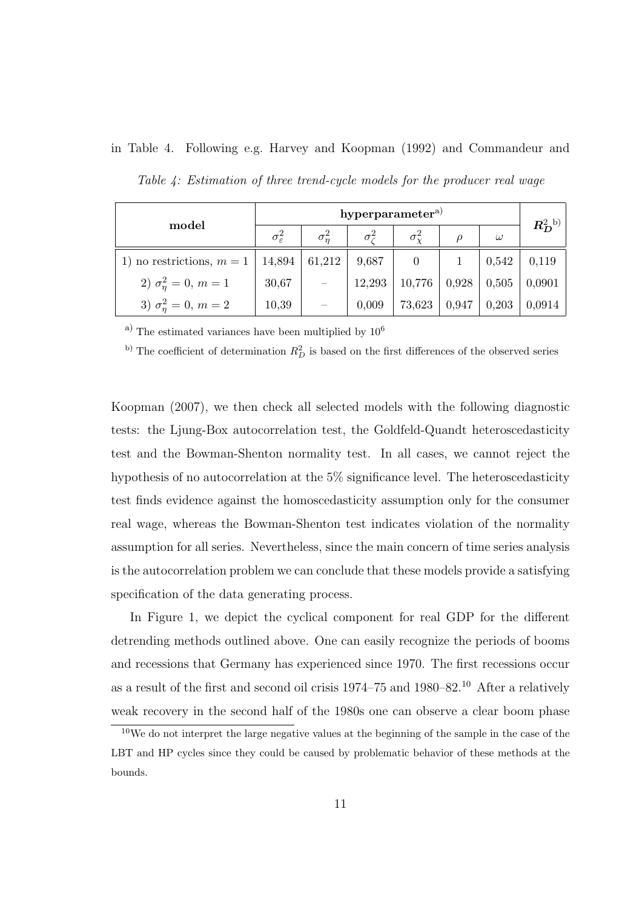in Table 4. Following e.g. Harvey and Koopman (1992) and Commandeur and

*Table 4: Estimation of three trend-cycle models for the producer real wage*

| **model** | **hyperparameter**[a)] | | | | | | $R_D^2$ [b)] |
|---|---|---|---|---|---|---|---|
| | $\sigma_\varepsilon^2$ | $\sigma_\eta^2$ | $\sigma_\zeta^2$ | $\sigma_\chi^2$ | $\rho$ | $\omega$ | |
| 1) no restrictions, $m = 1$ | 14,894 | 61,212 | 9,687 | 0 | 1 | 0,542 | 0,119 |
| 2) $\sigma_\eta^2 = 0$, $m = 1$ | 30,67 | – | 12,293 | 10,776 | 0,928 | 0,505 | 0,0901 |
| 3) $\sigma_\eta^2 = 0$, $m = 2$ | 10,39 | – | 0,009 | 73,623 | 0,947 | 0,203 | 0,0914 |

[a)] The estimated variances have been multiplied by $10^6$

[b)] The coefficient of determination $R_D^2$ is based on the first differences of the observed series

Koopman (2007), we then check all selected models with the following diagnostic tests: the Ljung-Box autocorrelation test, the Goldfeld-Quandt heteroscedasticity test and the Bowman-Shenton normality test. In all cases, we cannot reject the hypothesis of no autocorrelation at the 5% significance level. The heteroscedasticity test finds evidence against the homoscedasticity assumption only for the consumer real wage, whereas the Bowman-Shenton test indicates violation of the normality assumption for all series. Nevertheless, since the main concern of time series analysis is the autocorrelation problem we can conclude that these models provide a satisfying specification of the data generating process.

In Figure 1, we depict the cyclical component for real GDP for the different detrending methods outlined above. One can easily recognize the periods of booms and recessions that Germany has experienced since 1970. The first recessions occur as a result of the first and second oil crisis 1974–75 and 1980–82.[10] After a relatively weak recovery in the second half of the 1980s one can observe a clear boom phase

[10] We do not interpret the large negative values at the beginning of the sample in the case of the LBT and HP cycles since they could be caused by problematic behavior of these methods at the bounds.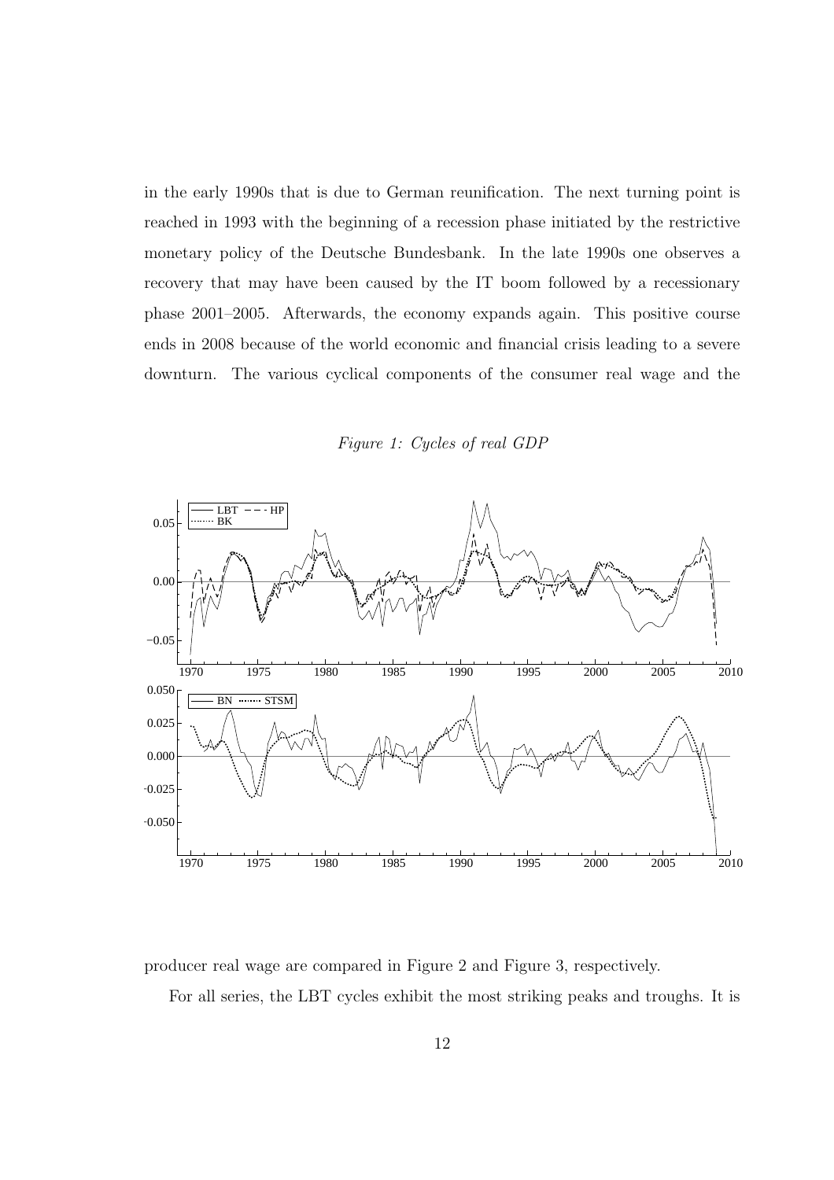in the early 1990s that is due to German reunification. The next turning point is reached in 1993 with the beginning of a recession phase initiated by the restrictive monetary policy of the Deutsche Bundesbank. In the late 1990s one observes a recovery that may have been caused by the IT boom followed by a recessionary phase 2001–2005. Afterwards, the economy expands again. This positive course ends in 2008 because of the world economic and financial crisis leading to a severe downturn. The various cyclical components of the consumer real wage and the

*Figure 1: Cycles of real GDP*

producer real wage are compared in Figure 2 and Figure 3, respectively.

For all series, the LBT cycles exhibit the most striking peaks and troughs. It is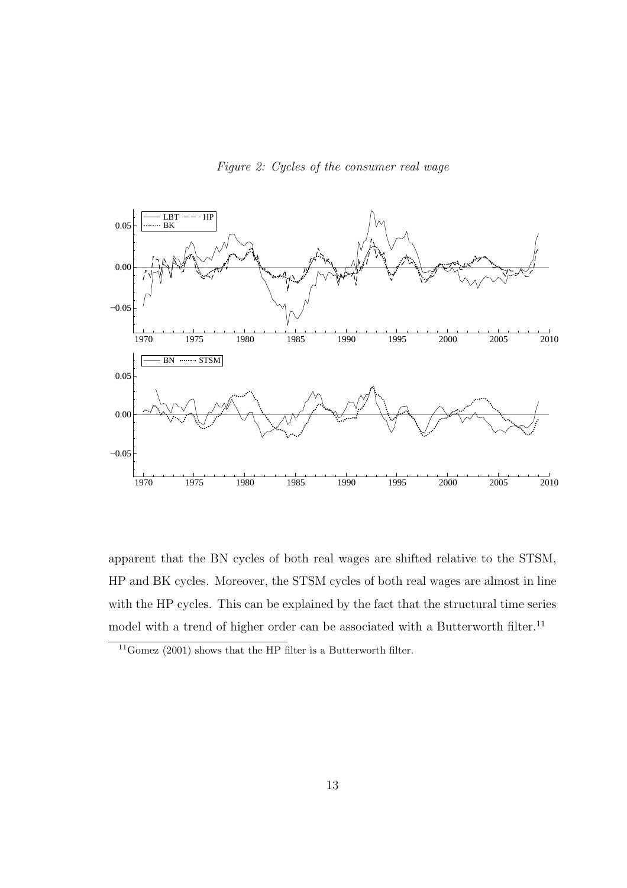*Figure 2: Cycles of the consumer real wage*

apparent that the BN cycles of both real wages are shifted relative to the STSM, HP and BK cycles. Moreover, the STSM cycles of both real wages are almost in line with the HP cycles. This can be explained by the fact that the structural time series model with a trend of higher order can be associated with a Butterworth filter.[11]

[11] Gomez (2001) shows that the HP filter is a Butterworth filter.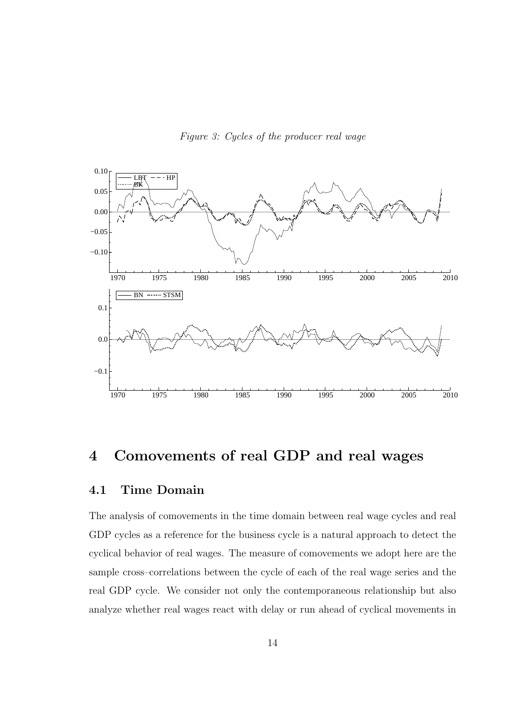*Figure 3: Cycles of the producer real wage*

# 4 Comovements of real GDP and real wages

## 4.1 Time Domain

The analysis of comovements in the time domain between real wage cycles and real GDP cycles as a reference for the business cycle is a natural approach to detect the cyclical behavior of real wages. The measure of comovements we adopt here are the sample cross–correlations between the cycle of each of the real wage series and the real GDP cycle. We consider not only the contemporaneous relationship but also analyze whether real wages react with delay or run ahead of cyclical movements in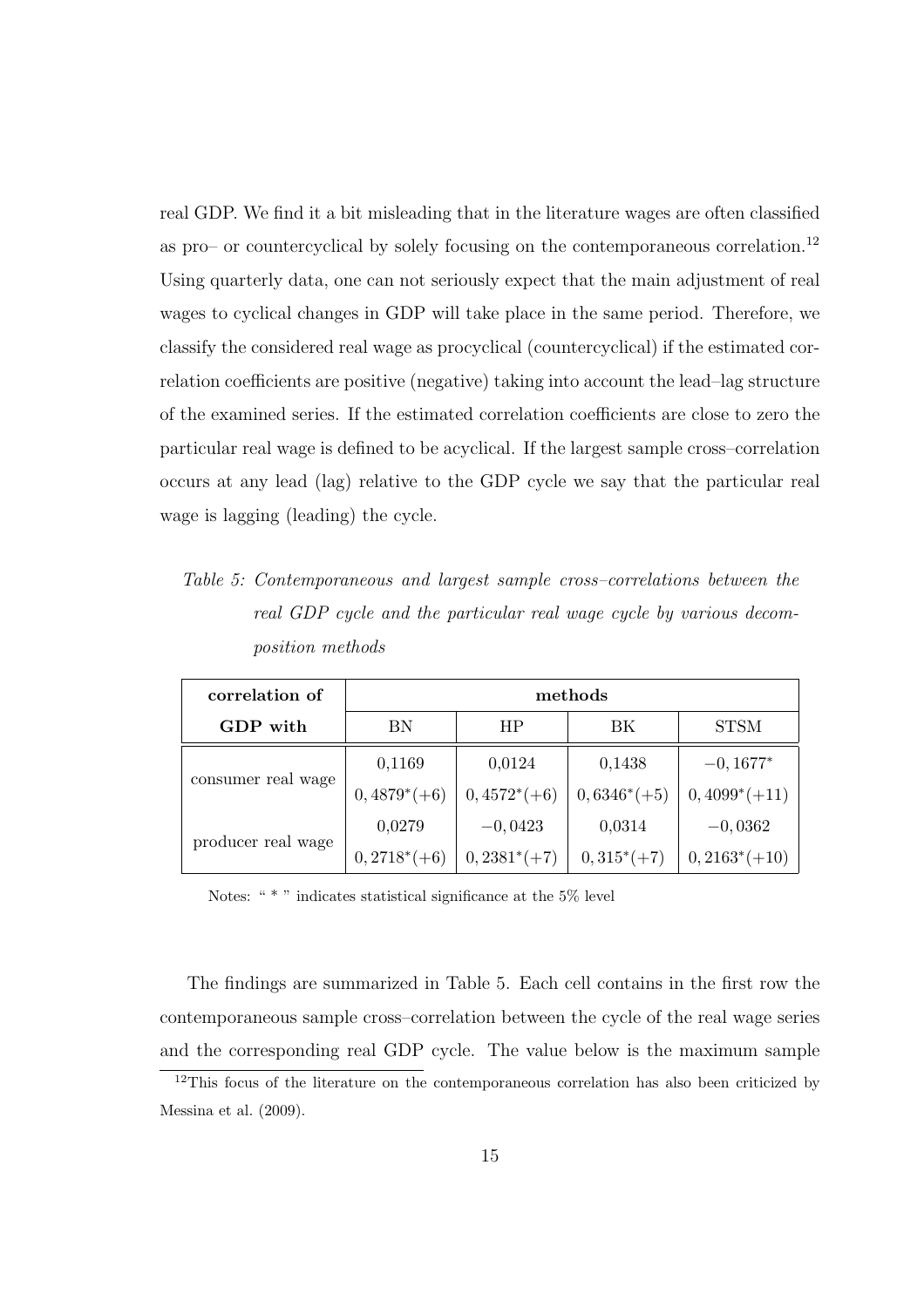real GDP. We find it a bit misleading that in the literature wages are often classified as pro– or countercyclical by solely focusing on the contemporaneous correlation.[12] Using quarterly data, one can not seriously expect that the main adjustment of real wages to cyclical changes in GDP will take place in the same period. Therefore, we classify the considered real wage as procyclical (countercyclical) if the estimated correlation coefficients are positive (negative) taking into account the lead–lag structure of the examined series. If the estimated correlation coefficients are close to zero the particular real wage is defined to be acyclical. If the largest sample cross–correlation occurs at any lead (lag) relative to the GDP cycle we say that the particular real wage is lagging (leading) the cycle.

*Table 5: Contemporaneous and largest sample cross–correlations between the real GDP cycle and the particular real wage cycle by various decomposition methods*

| **correlation of GDP with** | **methods** | | | |
|---|---|---|---|---|
| | BN | HP | BK | STSM |
| consumer real wage | 0,1169 | 0,0124 | 0,1438 | $-0,1677^{*}$ |
| | $0,4879^{*}(+6)$ | $0,4572^{*}(+6)$ | $0,6346^{*}(+5)$ | $0,4099^{*}(+11)$ |
| producer real wage | 0,0279 | $-0,0423$ | 0,0314 | $-0,0362$ |
| | $0,2718^{*}(+6)$ | $0,2381^{*}(+7)$ | $0,315^{*}(+7)$ | $0,2163^{*}(+10)$ |

Notes: " * " indicates statistical significance at the 5% level

The findings are summarized in Table 5. Each cell contains in the first row the contemporaneous sample cross–correlation between the cycle of the real wage series and the corresponding real GDP cycle. The value below is the maximum sample

[12] This focus of the literature on the contemporaneous correlation has also been criticized by Messina et al. (2009).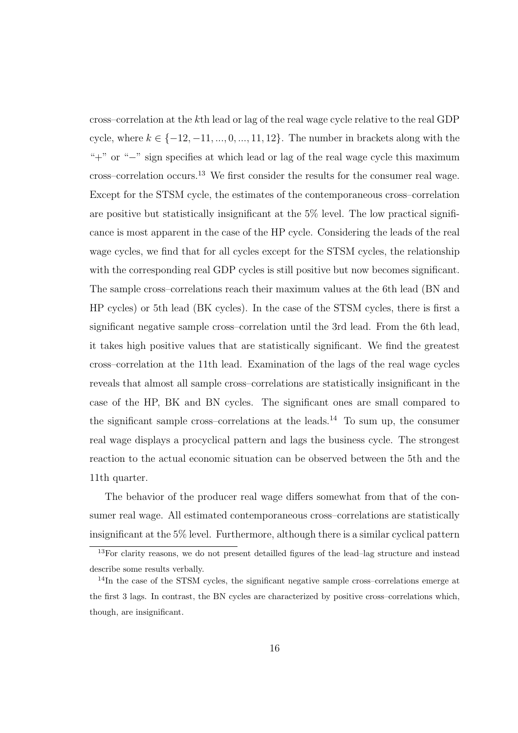cross–correlation at the $k$th lead or lag of the real wage cycle relative to the real GDP cycle, where $k \in \{-12, -11, ..., 0, ..., 11, 12\}$. The number in brackets along with the "+" or "−" sign specifies at which lead or lag of the real wage cycle this maximum cross–correlation occurs.[13] We first consider the results for the consumer real wage. Except for the STSM cycle, the estimates of the contemporaneous cross–correlation are positive but statistically insignificant at the 5% level. The low practical significance is most apparent in the case of the HP cycle. Considering the leads of the real wage cycles, we find that for all cycles except for the STSM cycles, the relationship with the corresponding real GDP cycles is still positive but now becomes significant. The sample cross–correlations reach their maximum values at the 6th lead (BN and HP cycles) or 5th lead (BK cycles). In the case of the STSM cycles, there is first a significant negative sample cross–correlation until the 3rd lead. From the 6th lead, it takes high positive values that are statistically significant. We find the greatest cross–correlation at the 11th lead. Examination of the lags of the real wage cycles reveals that almost all sample cross–correlations are statistically insignificant in the case of the HP, BK and BN cycles. The significant ones are small compared to the significant sample cross–correlations at the leads.[14] To sum up, the consumer real wage displays a procyclical pattern and lags the business cycle. The strongest reaction to the actual economic situation can be observed between the 5th and the 11th quarter.

The behavior of the producer real wage differs somewhat from that of the consumer real wage. All estimated contemporaneous cross–correlations are statistically insignificant at the 5% level. Furthermore, although there is a similar cyclical pattern

[13] For clarity reasons, we do not present detailled figures of the lead–lag structure and instead describe some results verbally.

[14] In the case of the STSM cycles, the significant negative sample cross–correlations emerge at the first 3 lags. In contrast, the BN cycles are characterized by positive cross–correlations which, though, are insignificant.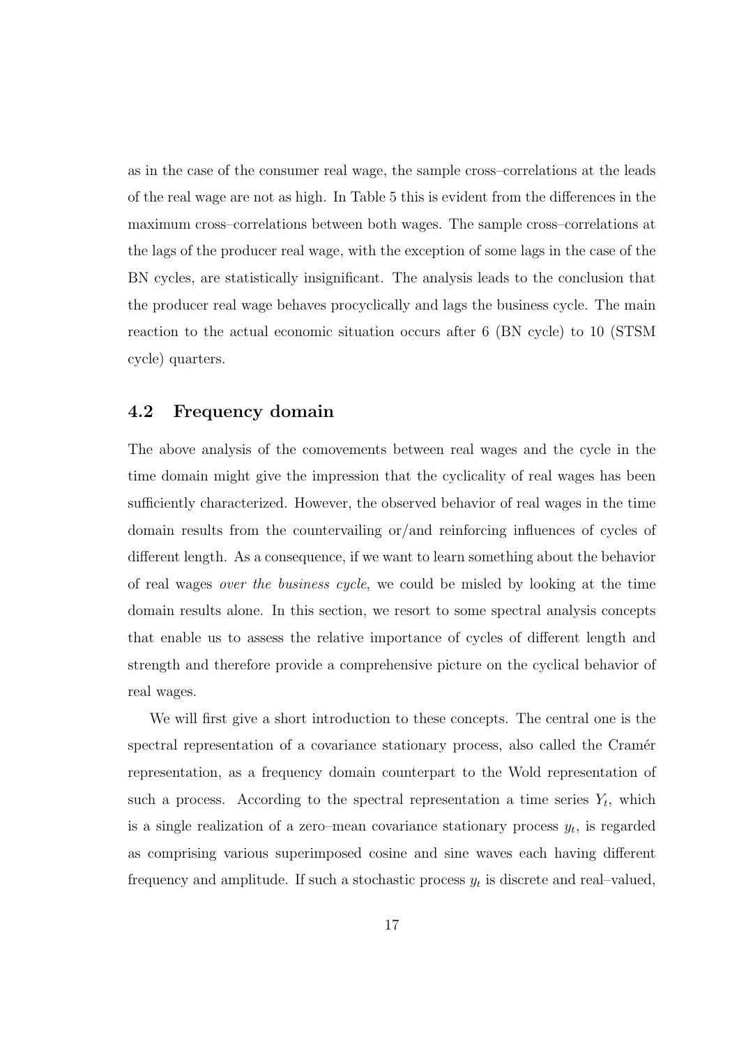as in the case of the consumer real wage, the sample cross–correlations at the leads of the real wage are not as high. In Table 5 this is evident from the differences in the maximum cross–correlations between both wages. The sample cross–correlations at the lags of the producer real wage, with the exception of some lags in the case of the BN cycles, are statistically insignificant. The analysis leads to the conclusion that the producer real wage behaves procyclically and lags the business cycle. The main reaction to the actual economic situation occurs after 6 (BN cycle) to 10 (STSM cycle) quarters.

## 4.2 Frequency domain

The above analysis of the comovements between real wages and the cycle in the time domain might give the impression that the cyclicality of real wages has been sufficiently characterized. However, the observed behavior of real wages in the time domain results from the countervailing or/and reinforcing influences of cycles of different length. As a consequence, if we want to learn something about the behavior of real wages *over the business cycle*, we could be misled by looking at the time domain results alone. In this section, we resort to some spectral analysis concepts that enable us to assess the relative importance of cycles of different length and strength and therefore provide a comprehensive picture on the cyclical behavior of real wages.

We will first give a short introduction to these concepts. The central one is the spectral representation of a covariance stationary process, also called the Cramér representation, as a frequency domain counterpart to the Wold representation of such a process. According to the spectral representation a time series $Y_t$, which is a single realization of a zero–mean covariance stationary process $y_t$, is regarded as comprising various superimposed cosine and sine waves each having different frequency and amplitude. If such a stochastic process $y_t$ is discrete and real–valued,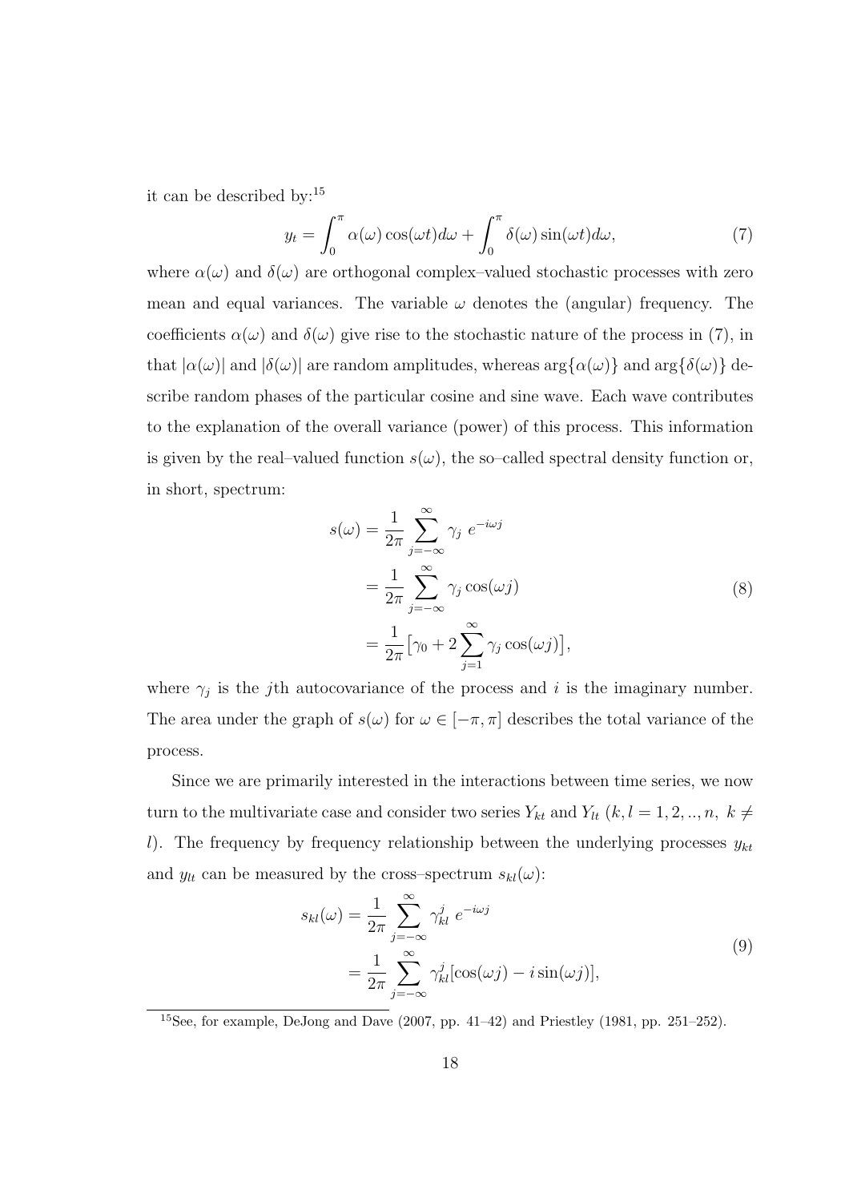it can be described by:[15]

$$y_t = \int_0^\pi \alpha(\omega)\cos(\omega t)d\omega + \int_0^\pi \delta(\omega)\sin(\omega t)d\omega, \tag{7}$$

where $\alpha(\omega)$ and $\delta(\omega)$ are orthogonal complex–valued stochastic processes with zero mean and equal variances. The variable $\omega$ denotes the (angular) frequency. The coefficients $\alpha(\omega)$ and $\delta(\omega)$ give rise to the stochastic nature of the process in (7), in that $|\alpha(\omega)|$ and $|\delta(\omega)|$ are random amplitudes, whereas $\arg\{\alpha(\omega)\}$ and $\arg\{\delta(\omega)\}$ describe random phases of the particular cosine and sine wave. Each wave contributes to the explanation of the overall variance (power) of this process. This information is given by the real–valued function $s(\omega)$, the so–called spectral density function or, in short, spectrum:

$$\begin{aligned} s(\omega) &= \frac{1}{2\pi}\sum_{j=-\infty}^{\infty} \gamma_j \; e^{-i\omega j} \\ &= \frac{1}{2\pi}\sum_{j=-\infty}^{\infty} \gamma_j \cos(\omega j) \\ &= \frac{1}{2\pi}\big[\gamma_0 + 2\sum_{j=1}^{\infty} \gamma_j \cos(\omega j)\big], \end{aligned} \tag{8}$$

where $\gamma_j$ is the $j$th autocovariance of the process and $i$ is the imaginary number. The area under the graph of $s(\omega)$ for $\omega \in [-\pi, \pi]$ describes the total variance of the process.

Since we are primarily interested in the interactions between time series, we now turn to the multivariate case and consider two series $Y_{kt}$ and $Y_{lt}$ $(k, l = 1, 2, .., n,\ k \neq l)$. The frequency by frequency relationship between the underlying processes $y_{kt}$ and $y_{lt}$ can be measured by the cross–spectrum $s_{kl}(\omega)$:

$$\begin{aligned} s_{kl}(\omega) &= \frac{1}{2\pi}\sum_{j=-\infty}^{\infty} \gamma_{kl}^{j} \; e^{-i\omega j} \\ &= \frac{1}{2\pi}\sum_{j=-\infty}^{\infty} \gamma_{kl}^{j}[\cos(\omega j) - i\sin(\omega j)], \end{aligned} \tag{9}$$

[15] See, for example, DeJong and Dave (2007, pp. 41–42) and Priestley (1981, pp. 251–252).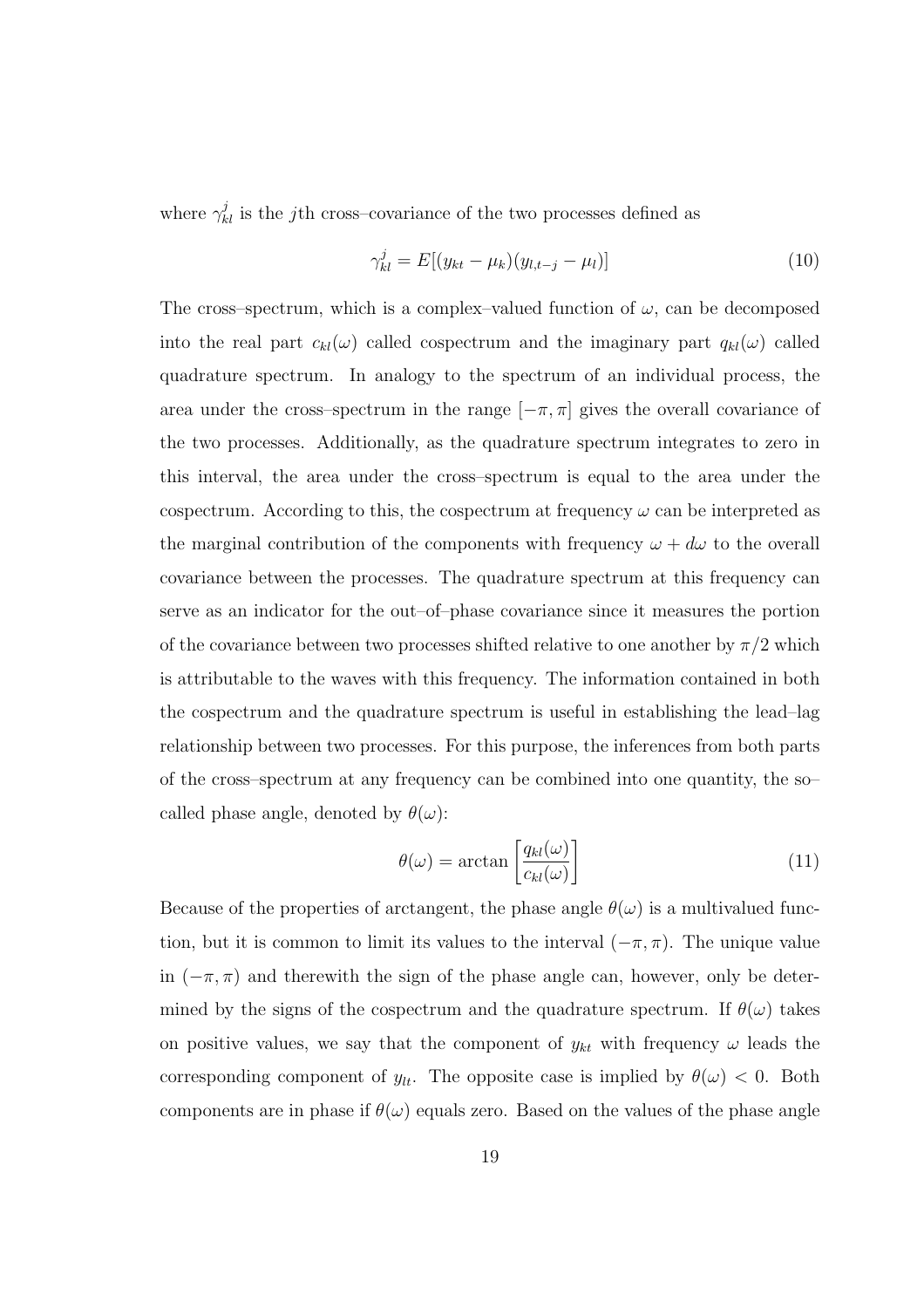where $\gamma_{kl}^{j}$ is the $j$th cross–covariance of the two processes defined as

$$\gamma_{kl}^{j} = E[(y_{kt} - \mu_k)(y_{l,t-j} - \mu_l)] \tag{10}$$

The cross–spectrum, which is a complex–valued function of $\omega$, can be decomposed into the real part $c_{kl}(\omega)$ called cospectrum and the imaginary part $q_{kl}(\omega)$ called quadrature spectrum. In analogy to the spectrum of an individual process, the area under the cross–spectrum in the range $[-\pi, \pi]$ gives the overall covariance of the two processes. Additionally, as the quadrature spectrum integrates to zero in this interval, the area under the cross–spectrum is equal to the area under the cospectrum. According to this, the cospectrum at frequency $\omega$ can be interpreted as the marginal contribution of the components with frequency $\omega + d\omega$ to the overall covariance between the processes. The quadrature spectrum at this frequency can serve as an indicator for the out–of–phase covariance since it measures the portion of the covariance between two processes shifted relative to one another by $\pi/2$ which is attributable to the waves with this frequency. The information contained in both the cospectrum and the quadrature spectrum is useful in establishing the lead–lag relationship between two processes. For this purpose, the inferences from both parts of the cross–spectrum at any frequency can be combined into one quantity, the so–called phase angle, denoted by $\theta(\omega)$:

$$\theta(\omega) = \arctan\left[\frac{q_{kl}(\omega)}{c_{kl}(\omega)}\right] \tag{11}$$

Because of the properties of arctangent, the phase angle $\theta(\omega)$ is a multivalued function, but it is common to limit its values to the interval $(-\pi, \pi)$. The unique value in $(-\pi, \pi)$ and therewith the sign of the phase angle can, however, only be determined by the signs of the cospectrum and the quadrature spectrum. If $\theta(\omega)$ takes on positive values, we say that the component of $y_{kt}$ with frequency $\omega$ leads the corresponding component of $y_{lt}$. The opposite case is implied by $\theta(\omega) < 0$. Both components are in phase if $\theta(\omega)$ equals zero. Based on the values of the phase angle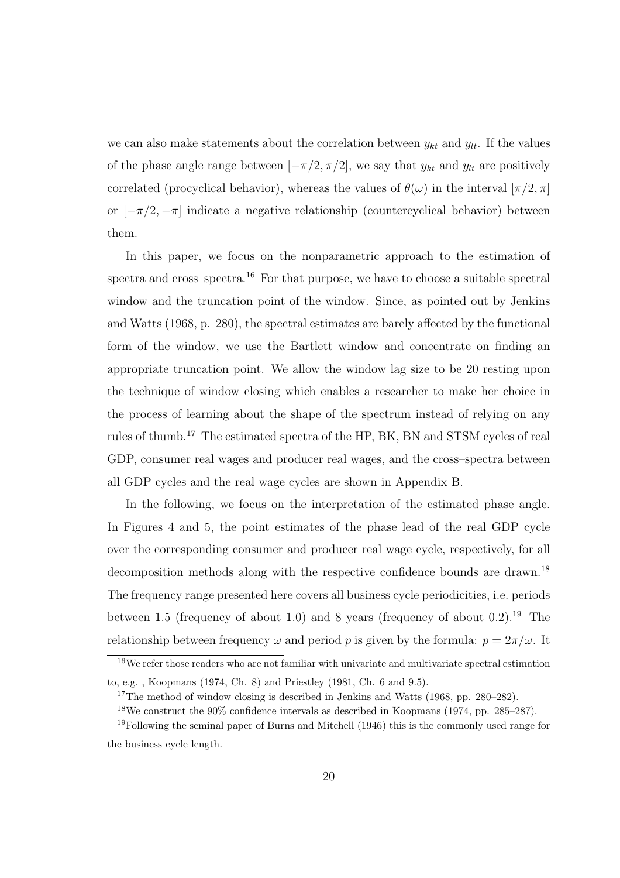we can also make statements about the correlation between $y_{kt}$ and $y_{lt}$. If the values of the phase angle range between $[-\pi/2, \pi/2]$, we say that $y_{kt}$ and $y_{lt}$ are positively correlated (procyclical behavior), whereas the values of $\theta(\omega)$ in the interval $[\pi/2, \pi]$ or $[-\pi/2, -\pi]$ indicate a negative relationship (countercyclical behavior) between them.

In this paper, we focus on the nonparametric approach to the estimation of spectra and cross–spectra.[16] For that purpose, we have to choose a suitable spectral window and the truncation point of the window. Since, as pointed out by Jenkins and Watts (1968, p. 280), the spectral estimates are barely affected by the functional form of the window, we use the Bartlett window and concentrate on finding an appropriate truncation point. We allow the window lag size to be 20 resting upon the technique of window closing which enables a researcher to make her choice in the process of learning about the shape of the spectrum instead of relying on any rules of thumb.[17] The estimated spectra of the HP, BK, BN and STSM cycles of real GDP, consumer real wages and producer real wages, and the cross–spectra between all GDP cycles and the real wage cycles are shown in Appendix B.

In the following, we focus on the interpretation of the estimated phase angle. In Figures 4 and 5, the point estimates of the phase lead of the real GDP cycle over the corresponding consumer and producer real wage cycle, respectively, for all decomposition methods along with the respective confidence bounds are drawn.[18] The frequency range presented here covers all business cycle periodicities, i.e. periods between 1.5 (frequency of about 1.0) and 8 years (frequency of about 0.2).[19] The relationship between frequency $\omega$ and period $p$ is given by the formula: $p = 2\pi/\omega$. It

[16] We refer those readers who are not familiar with univariate and multivariate spectral estimation to, e.g. , Koopmans (1974, Ch. 8) and Priestley (1981, Ch. 6 and 9.5).

[17] The method of window closing is described in Jenkins and Watts (1968, pp. 280–282).

[18] We construct the 90% confidence intervals as described in Koopmans (1974, pp. 285–287).

[19] Following the seminal paper of Burns and Mitchell (1946) this is the commonly used range for the business cycle length.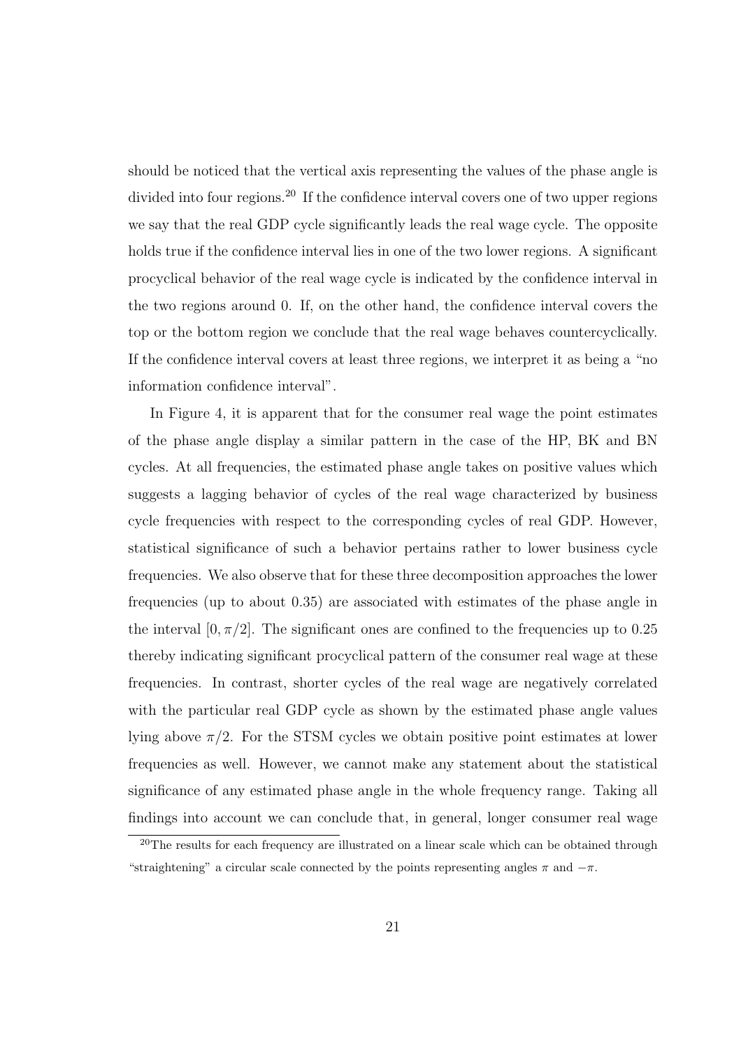should be noticed that the vertical axis representing the values of the phase angle is divided into four regions.[20] If the confidence interval covers one of two upper regions we say that the real GDP cycle significantly leads the real wage cycle. The opposite holds true if the confidence interval lies in one of the two lower regions. A significant procyclical behavior of the real wage cycle is indicated by the confidence interval in the two regions around 0. If, on the other hand, the confidence interval covers the top or the bottom region we conclude that the real wage behaves countercyclically. If the confidence interval covers at least three regions, we interpret it as being a "no information confidence interval".

In Figure 4, it is apparent that for the consumer real wage the point estimates of the phase angle display a similar pattern in the case of the HP, BK and BN cycles. At all frequencies, the estimated phase angle takes on positive values which suggests a lagging behavior of cycles of the real wage characterized by business cycle frequencies with respect to the corresponding cycles of real GDP. However, statistical significance of such a behavior pertains rather to lower business cycle frequencies. We also observe that for these three decomposition approaches the lower frequencies (up to about 0.35) are associated with estimates of the phase angle in the interval $[0, \pi/2]$. The significant ones are confined to the frequencies up to 0.25 thereby indicating significant procyclical pattern of the consumer real wage at these frequencies. In contrast, shorter cycles of the real wage are negatively correlated with the particular real GDP cycle as shown by the estimated phase angle values lying above $\pi/2$. For the STSM cycles we obtain positive point estimates at lower frequencies as well. However, we cannot make any statement about the statistical significance of any estimated phase angle in the whole frequency range. Taking all findings into account we can conclude that, in general, longer consumer real wage

[20] The results for each frequency are illustrated on a linear scale which can be obtained through "straightening" a circular scale connected by the points representing angles $\pi$ and $-\pi$.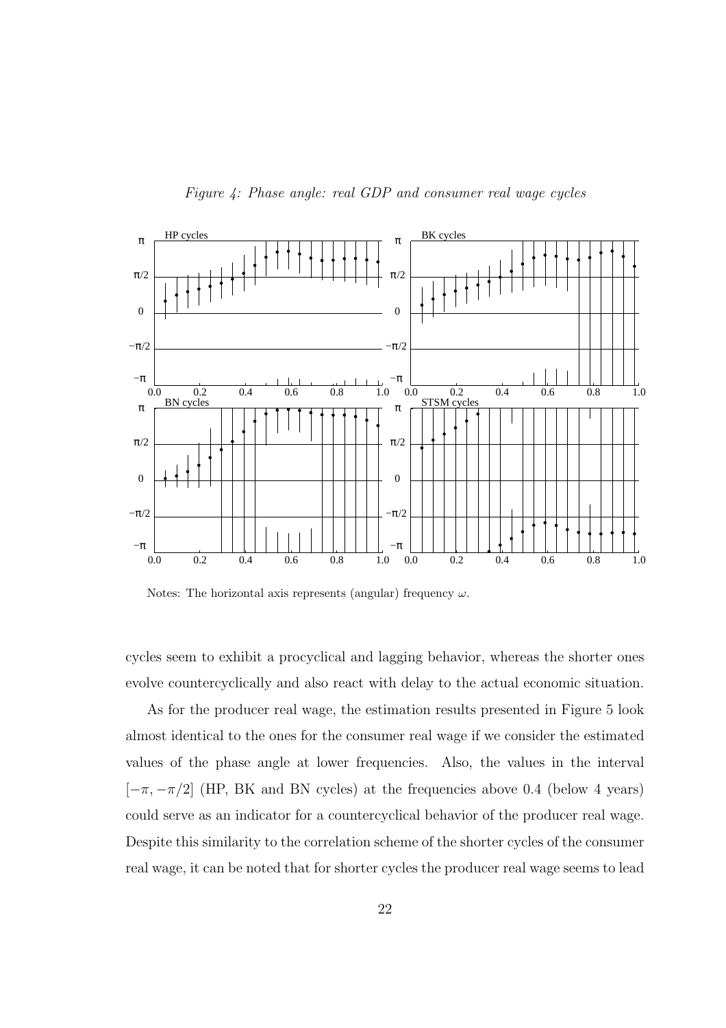*Figure 4: Phase angle: real GDP and consumer real wage cycles*

Notes: The horizontal axis represents (angular) frequency $\omega$.

cycles seem to exhibit a procyclical and lagging behavior, whereas the shorter ones evolve countercyclically and also react with delay to the actual economic situation.

As for the producer real wage, the estimation results presented in Figure 5 look almost identical to the ones for the consumer real wage if we consider the estimated values of the phase angle at lower frequencies. Also, the values in the interval $[-\pi, -\pi/2]$ (HP, BK and BN cycles) at the frequencies above 0.4 (below 4 years) could serve as an indicator for a countercyclical behavior of the producer real wage. Despite this similarity to the correlation scheme of the shorter cycles of the consumer real wage, it can be noted that for shorter cycles the producer real wage seems to lead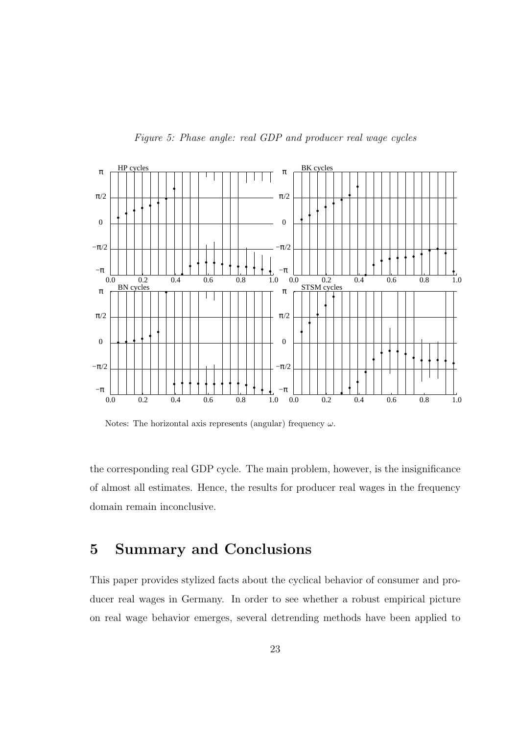*Figure 5: Phase angle: real GDP and producer real wage cycles*

Notes: The horizontal axis represents (angular) frequency $\omega$.

the corresponding real GDP cycle. The main problem, however, is the insignificance of almost all estimates. Hence, the results for producer real wages in the frequency domain remain inconclusive.

# 5 Summary and Conclusions

This paper provides stylized facts about the cyclical behavior of consumer and producer real wages in Germany. In order to see whether a robust empirical picture on real wage behavior emerges, several detrending methods have been applied to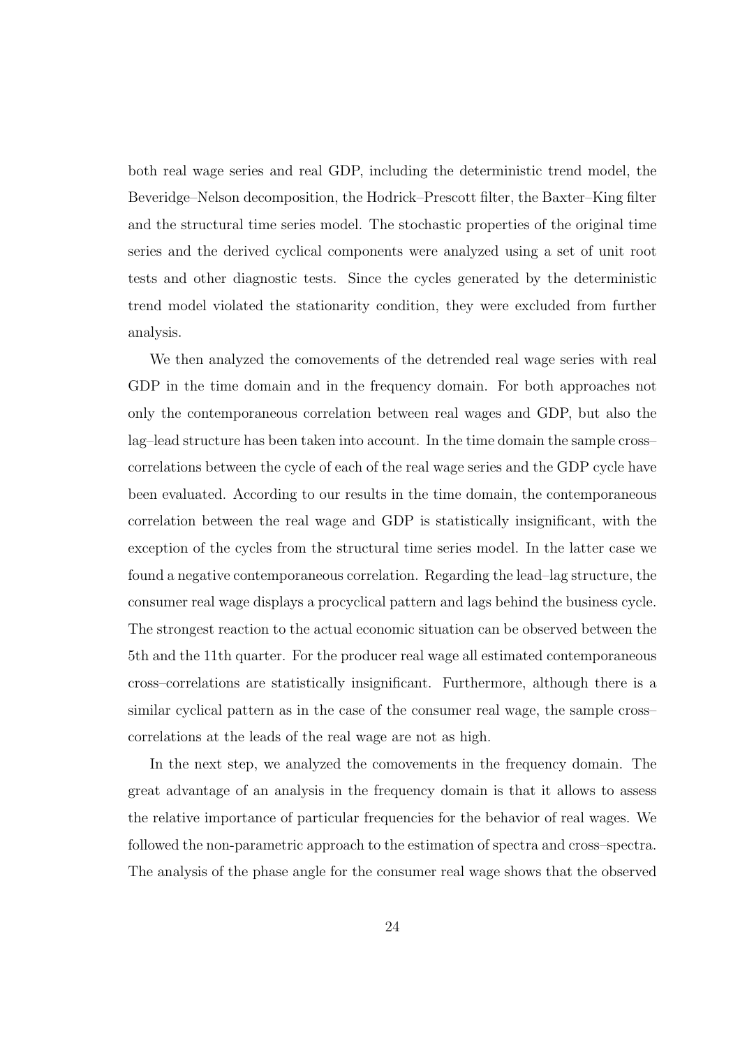both real wage series and real GDP, including the deterministic trend model, the Beveridge–Nelson decomposition, the Hodrick–Prescott filter, the Baxter–King filter and the structural time series model. The stochastic properties of the original time series and the derived cyclical components were analyzed using a set of unit root tests and other diagnostic tests. Since the cycles generated by the deterministic trend model violated the stationarity condition, they were excluded from further analysis.

We then analyzed the comovements of the detrended real wage series with real GDP in the time domain and in the frequency domain. For both approaches not only the contemporaneous correlation between real wages and GDP, but also the lag–lead structure has been taken into account. In the time domain the sample cross–correlations between the cycle of each of the real wage series and the GDP cycle have been evaluated. According to our results in the time domain, the contemporaneous correlation between the real wage and GDP is statistically insignificant, with the exception of the cycles from the structural time series model. In the latter case we found a negative contemporaneous correlation. Regarding the lead–lag structure, the consumer real wage displays a procyclical pattern and lags behind the business cycle. The strongest reaction to the actual economic situation can be observed between the 5th and the 11th quarter. For the producer real wage all estimated contemporaneous cross–correlations are statistically insignificant. Furthermore, although there is a similar cyclical pattern as in the case of the consumer real wage, the sample cross–correlations at the leads of the real wage are not as high.

In the next step, we analyzed the comovements in the frequency domain. The great advantage of an analysis in the frequency domain is that it allows to assess the relative importance of particular frequencies for the behavior of real wages. We followed the non-parametric approach to the estimation of spectra and cross–spectra. The analysis of the phase angle for the consumer real wage shows that the observed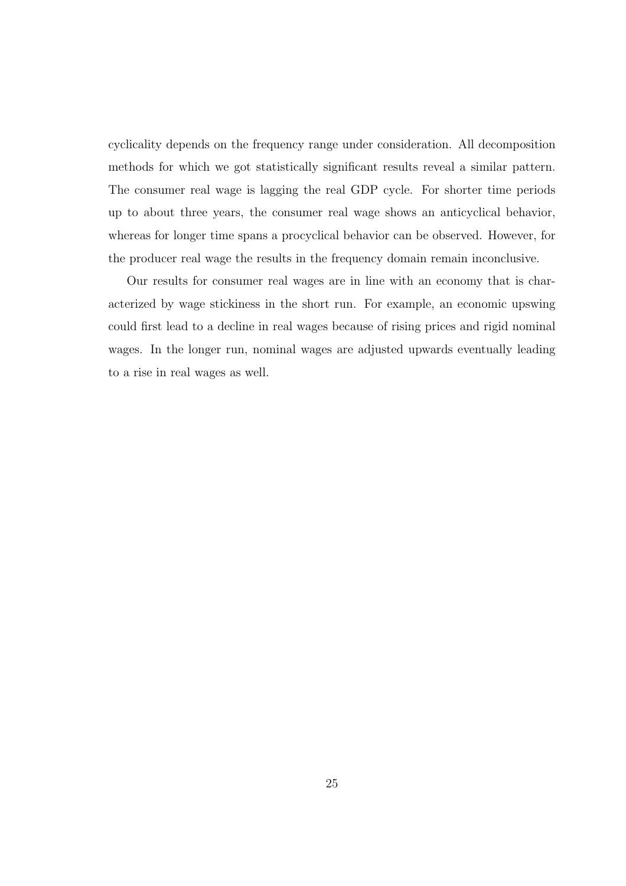cyclicality depends on the frequency range under consideration. All decomposition methods for which we got statistically significant results reveal a similar pattern. The consumer real wage is lagging the real GDP cycle. For shorter time periods up to about three years, the consumer real wage shows an anticyclical behavior, whereas for longer time spans a procyclical behavior can be observed. However, for the producer real wage the results in the frequency domain remain inconclusive.

Our results for consumer real wages are in line with an economy that is characterized by wage stickiness in the short run. For example, an economic upswing could first lead to a decline in real wages because of rising prices and rigid nominal wages. In the longer run, nominal wages are adjusted upwards eventually leading to a rise in real wages as well.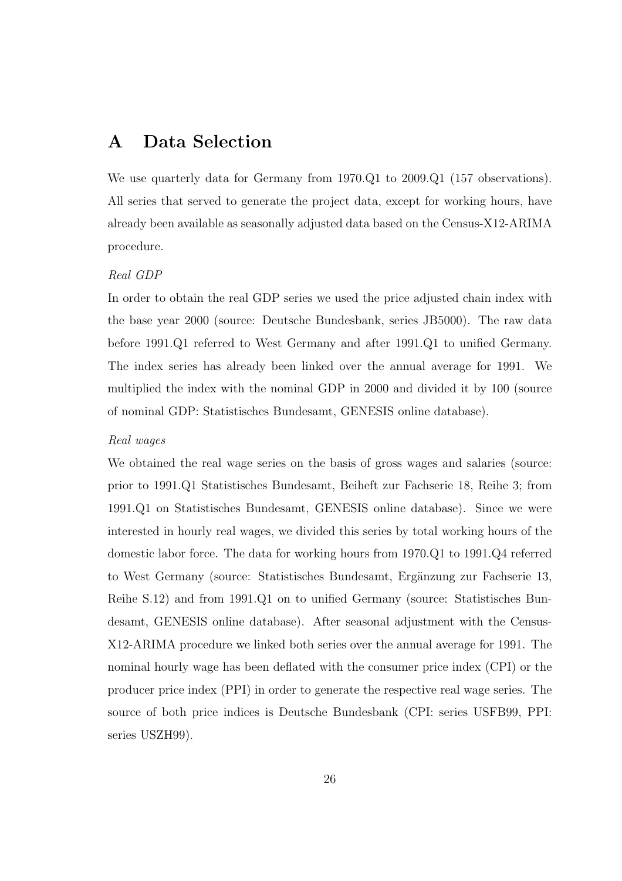# A Data Selection

We use quarterly data for Germany from 1970.Q1 to 2009.Q1 (157 observations). All series that served to generate the project data, except for working hours, have already been available as seasonally adjusted data based on the Census-X12-ARIMA procedure.

*Real GDP*

In order to obtain the real GDP series we used the price adjusted chain index with the base year 2000 (source: Deutsche Bundesbank, series JB5000). The raw data before 1991.Q1 referred to West Germany and after 1991.Q1 to unified Germany. The index series has already been linked over the annual average for 1991. We multiplied the index with the nominal GDP in 2000 and divided it by 100 (source of nominal GDP: Statistisches Bundesamt, GENESIS online database).

*Real wages*

We obtained the real wage series on the basis of gross wages and salaries (source: prior to 1991.Q1 Statistisches Bundesamt, Beiheft zur Fachserie 18, Reihe 3; from 1991.Q1 on Statistisches Bundesamt, GENESIS online database). Since we were interested in hourly real wages, we divided this series by total working hours of the domestic labor force. The data for working hours from 1970.Q1 to 1991.Q4 referred to West Germany (source: Statistisches Bundesamt, Ergänzung zur Fachserie 13, Reihe S.12) and from 1991.Q1 on to unified Germany (source: Statistisches Bundesamt, GENESIS online database). After seasonal adjustment with the Census-X12-ARIMA procedure we linked both series over the annual average for 1991. The nominal hourly wage has been deflated with the consumer price index (CPI) or the producer price index (PPI) in order to generate the respective real wage series. The source of both price indices is Deutsche Bundesbank (CPI: series USFB99, PPI: series USZH99).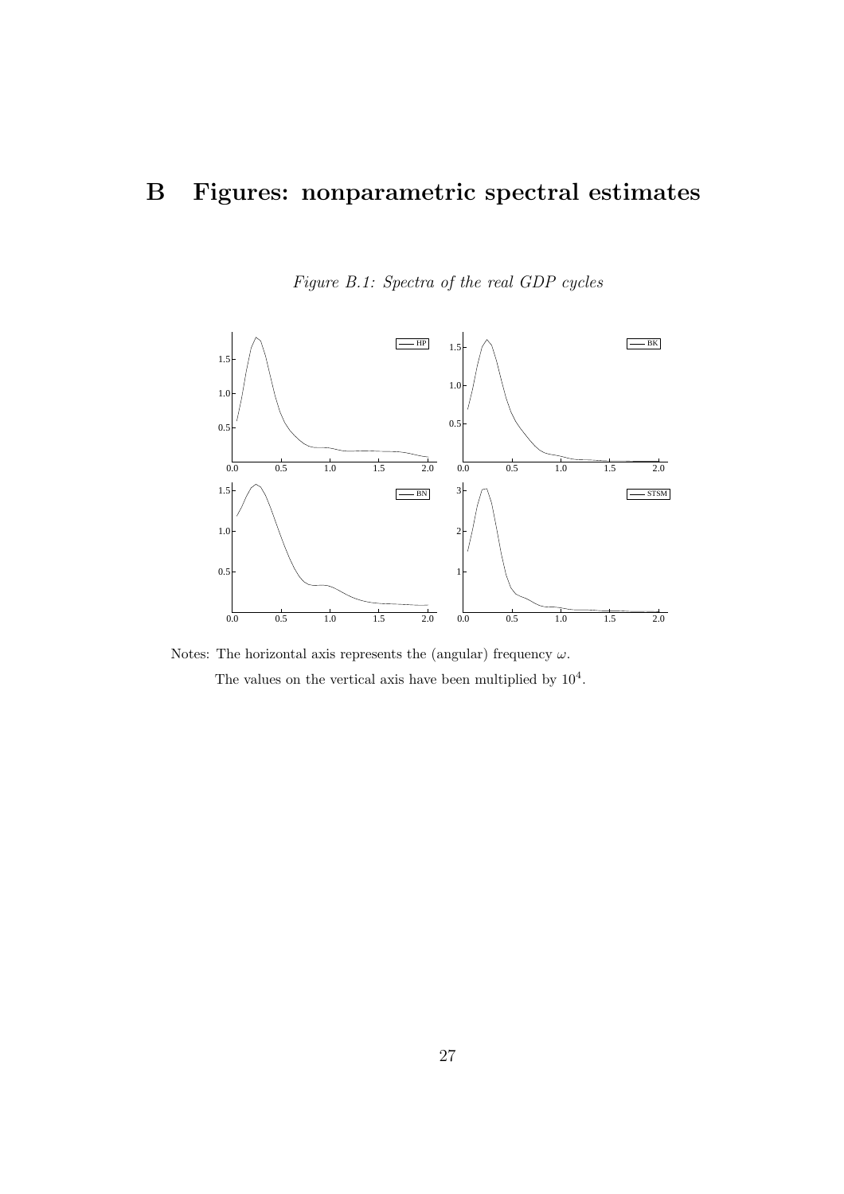# B Figures: nonparametric spectral estimates

*Figure B.1: Spectra of the real GDP cycles*

Notes: The horizontal axis represents the (angular) frequency $\omega$.

The values on the vertical axis have been multiplied by $10^4$.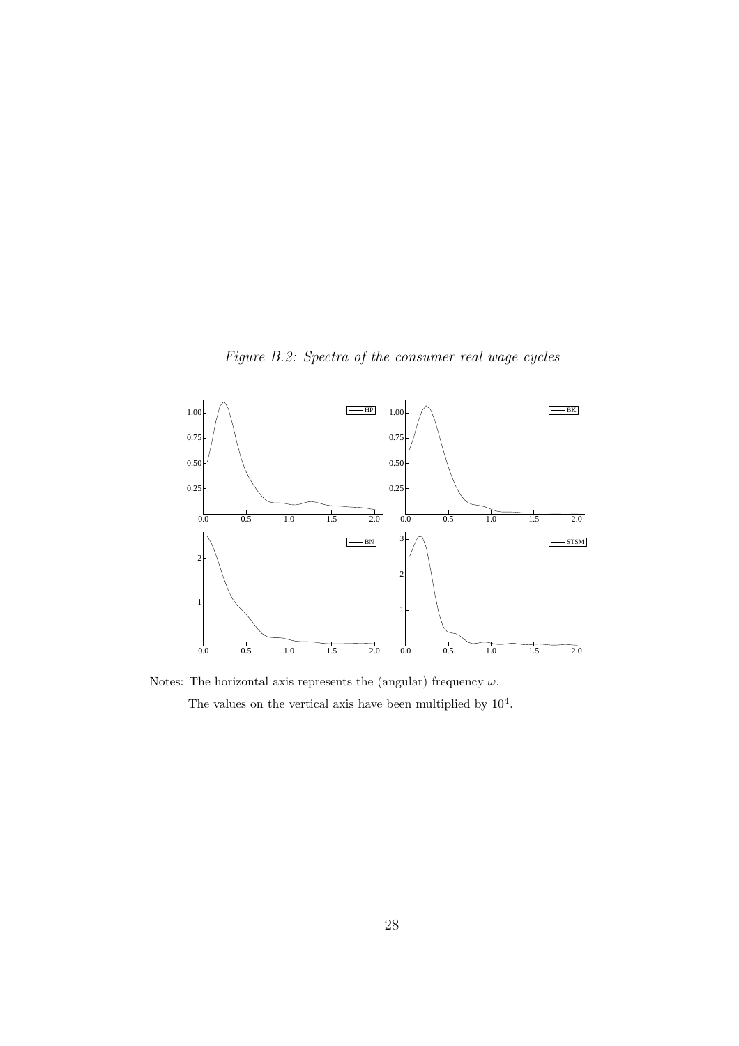*Figure B.2: Spectra of the consumer real wage cycles*

Notes: The horizontal axis represents the (angular) frequency $\omega$.

The values on the vertical axis have been multiplied by $10^4$.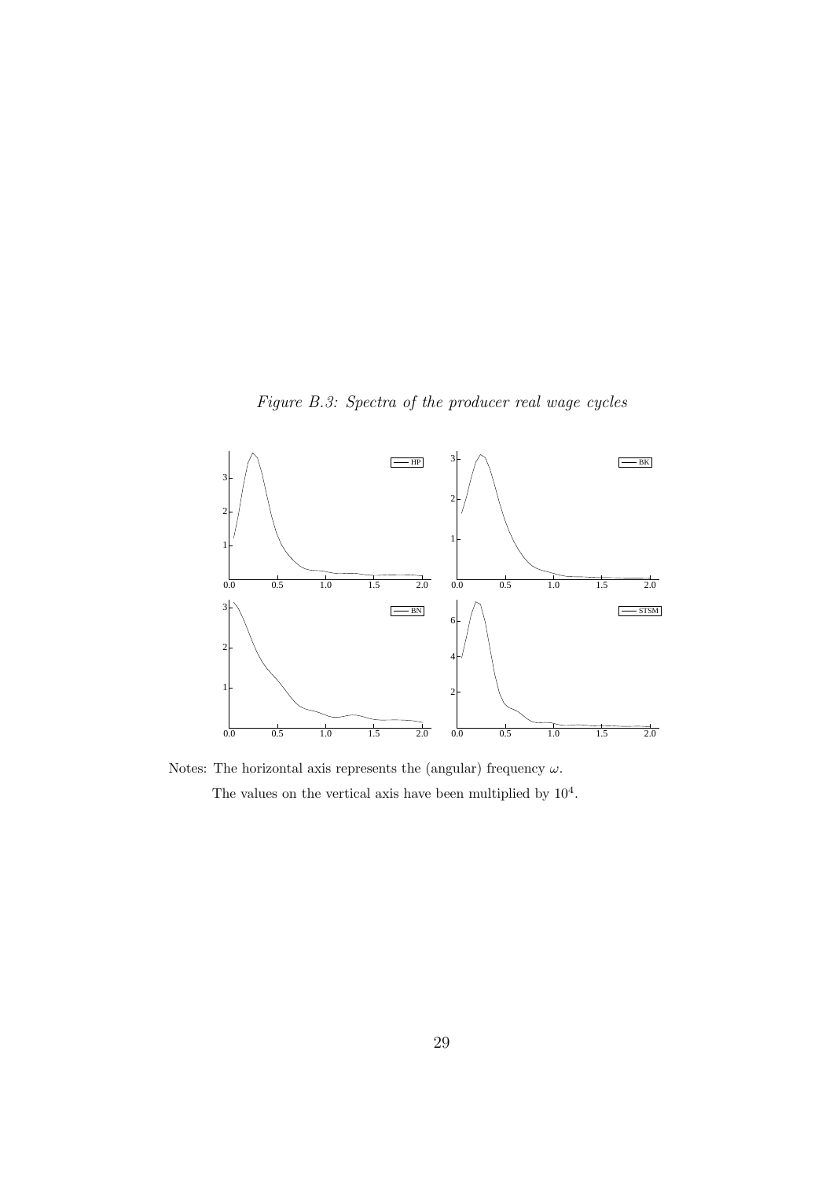*Figure B.3: Spectra of the producer real wage cycles*

Notes: The horizontal axis represents the (angular) frequency $\omega$.

The values on the vertical axis have been multiplied by $10^4$.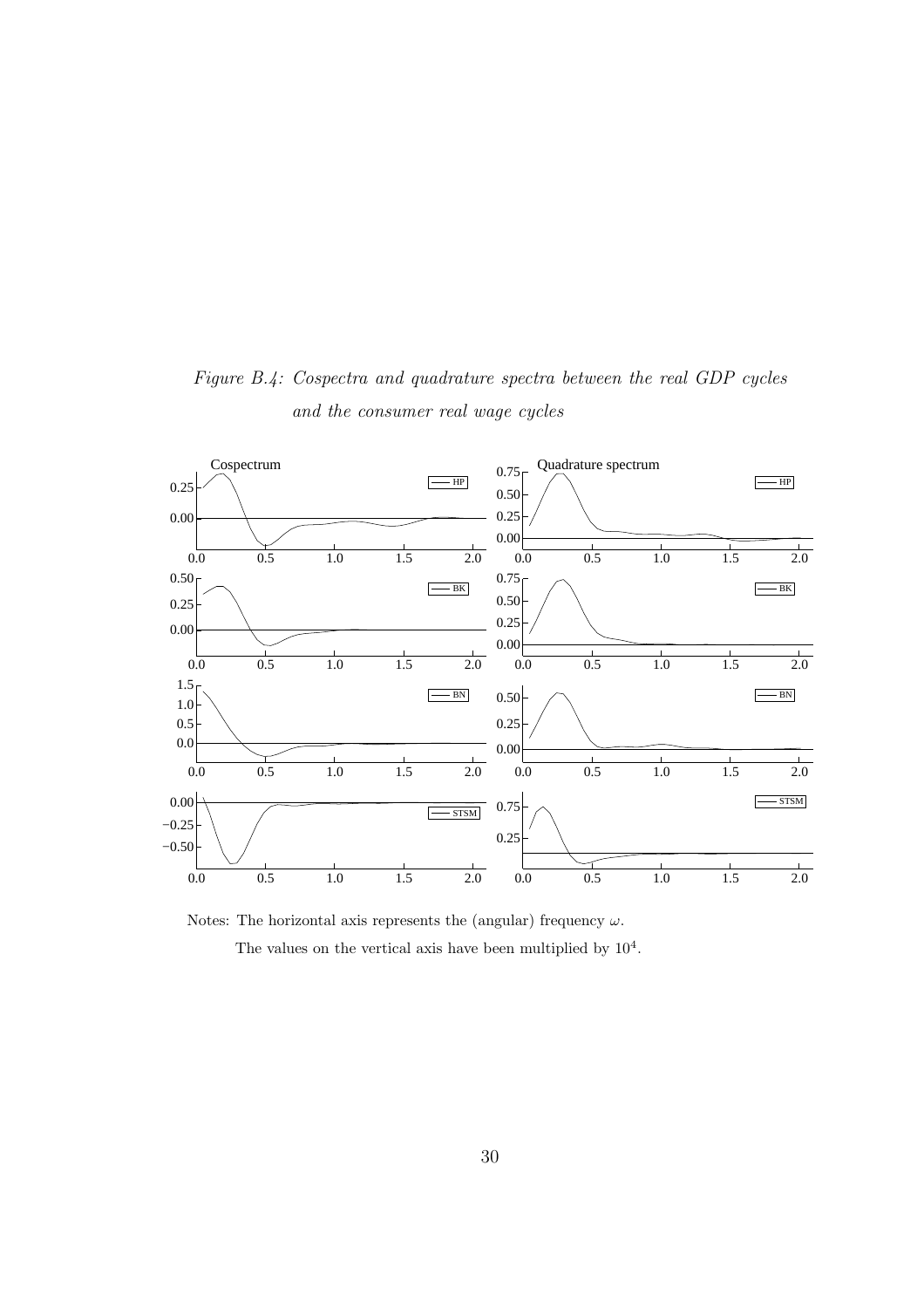*Figure B.4: Cospectra and quadrature spectra between the real GDP cycles and the consumer real wage cycles*

Notes: The horizontal axis represents the (angular) frequency $\omega$.

The values on the vertical axis have been multiplied by $10^4$.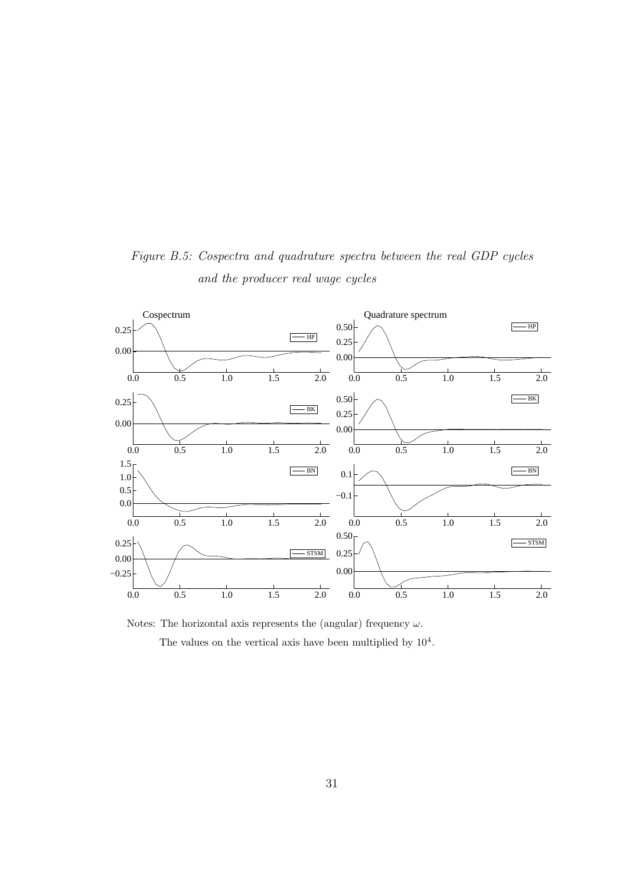*Figure B.5: Cospectra and quadrature spectra between the real GDP cycles and the producer real wage cycles*

Notes: The horizontal axis represents the (angular) frequency $\omega$.

The values on the vertical axis have been multiplied by $10^4$.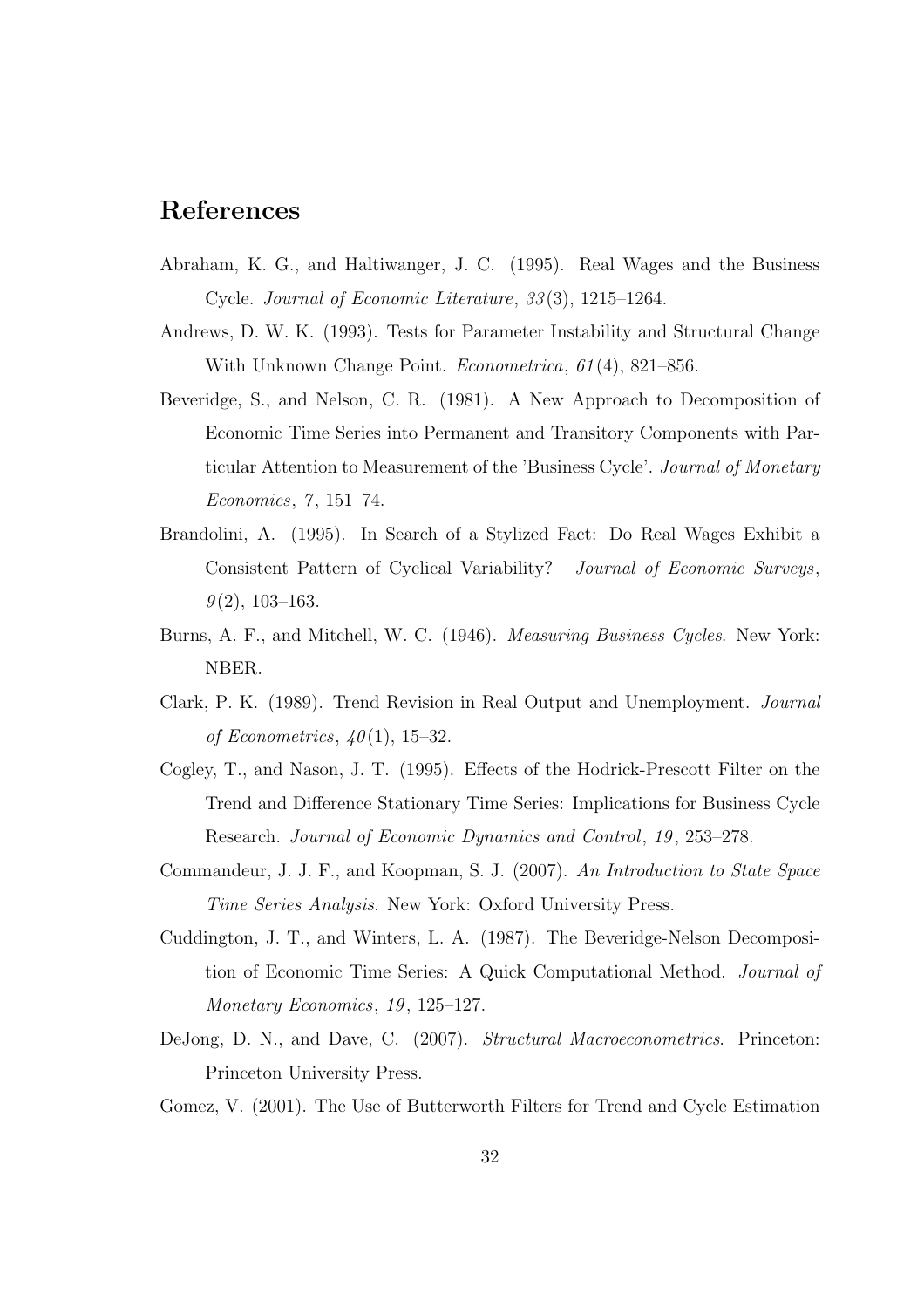## References

Abraham, K. G., and Haltiwanger, J. C. (1995). Real Wages and the Business Cycle. *Journal of Economic Literature*, *33*(3), 1215–1264.

Andrews, D. W. K. (1993). Tests for Parameter Instability and Structural Change With Unknown Change Point. *Econometrica*, *61*(4), 821–856.

Beveridge, S., and Nelson, C. R. (1981). A New Approach to Decomposition of Economic Time Series into Permanent and Transitory Components with Particular Attention to Measurement of the 'Business Cycle'. *Journal of Monetary Economics*, *7*, 151–74.

Brandolini, A. (1995). In Search of a Stylized Fact: Do Real Wages Exhibit a Consistent Pattern of Cyclical Variability? *Journal of Economic Surveys*, *9*(2), 103–163.

Burns, A. F., and Mitchell, W. C. (1946). *Measuring Business Cycles*. New York: NBER.

Clark, P. K. (1989). Trend Revision in Real Output and Unemployment. *Journal of Econometrics*, *40*(1), 15–32.

Cogley, T., and Nason, J. T. (1995). Effects of the Hodrick-Prescott Filter on the Trend and Difference Stationary Time Series: Implications for Business Cycle Research. *Journal of Economic Dynamics and Control*, *19*, 253–278.

Commandeur, J. J. F., and Koopman, S. J. (2007). *An Introduction to State Space Time Series Analysis*. New York: Oxford University Press.

Cuddington, J. T., and Winters, L. A. (1987). The Beveridge-Nelson Decomposition of Economic Time Series: A Quick Computational Method. *Journal of Monetary Economics*, *19*, 125–127.

DeJong, D. N., and Dave, C. (2007). *Structural Macroeconometrics*. Princeton: Princeton University Press.

Gomez, V. (2001). The Use of Butterworth Filters for Trend and Cycle Estimation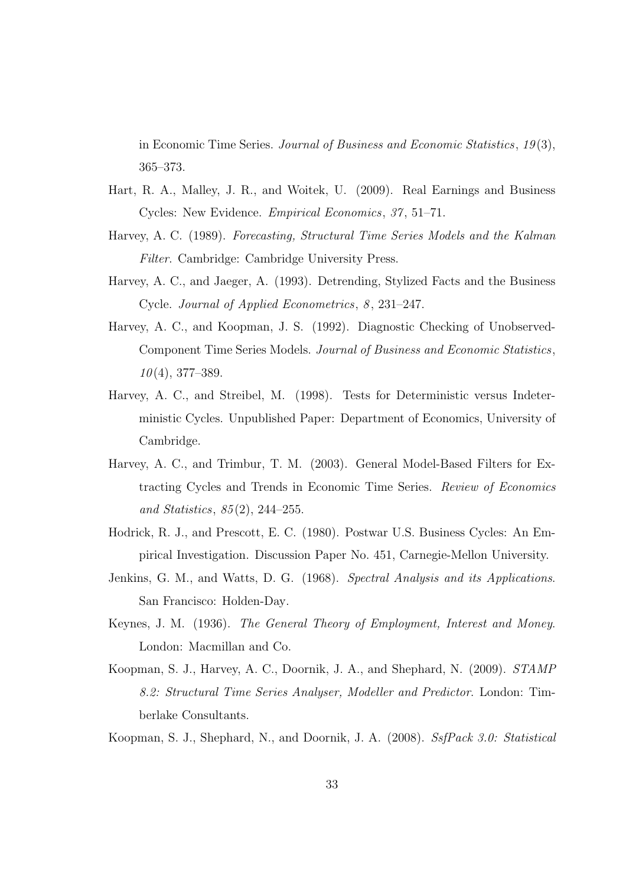in Economic Time Series. *Journal of Business and Economic Statistics*, *19*(3), 365–373.

Hart, R. A., Malley, J. R., and Woitek, U. (2009). Real Earnings and Business Cycles: New Evidence. *Empirical Economics*, *37*, 51–71.

Harvey, A. C. (1989). *Forecasting, Structural Time Series Models and the Kalman Filter*. Cambridge: Cambridge University Press.

Harvey, A. C., and Jaeger, A. (1993). Detrending, Stylized Facts and the Business Cycle. *Journal of Applied Econometrics*, *8*, 231–247.

Harvey, A. C., and Koopman, J. S. (1992). Diagnostic Checking of Unobserved-Component Time Series Models. *Journal of Business and Economic Statistics*, *10*(4), 377–389.

Harvey, A. C., and Streibel, M. (1998). Tests for Deterministic versus Indeterministic Cycles. Unpublished Paper: Department of Economics, University of Cambridge.

Harvey, A. C., and Trimbur, T. M. (2003). General Model-Based Filters for Extracting Cycles and Trends in Economic Time Series. *Review of Economics and Statistics*, *85*(2), 244–255.

Hodrick, R. J., and Prescott, E. C. (1980). Postwar U.S. Business Cycles: An Empirical Investigation. Discussion Paper No. 451, Carnegie-Mellon University.

Jenkins, G. M., and Watts, D. G. (1968). *Spectral Analysis and its Applications*. San Francisco: Holden-Day.

Keynes, J. M. (1936). *The General Theory of Employment, Interest and Money*. London: Macmillan and Co.

Koopman, S. J., Harvey, A. C., Doornik, J. A., and Shephard, N. (2009). *STAMP 8.2: Structural Time Series Analyser, Modeller and Predictor*. London: Timberlake Consultants.

Koopman, S. J., Shephard, N., and Doornik, J. A. (2008). *SsfPack 3.0: Statistical*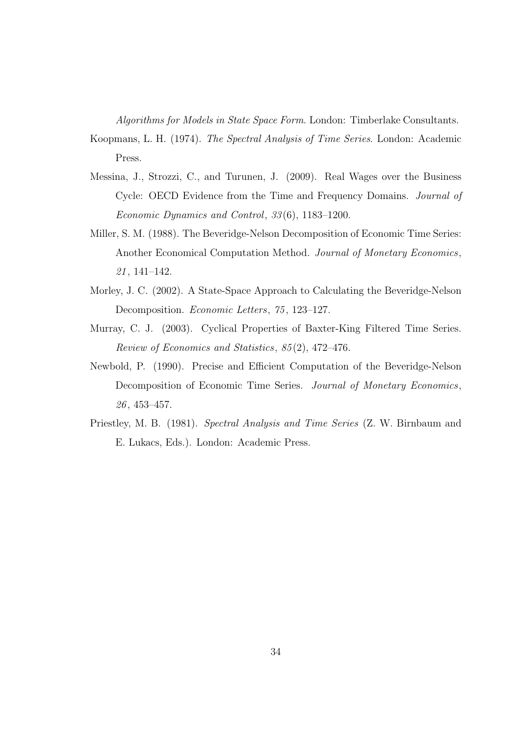*Algorithms for Models in State Space Form*. London: Timberlake Consultants.

Koopmans, L. H. (1974). *The Spectral Analysis of Time Series*. London: Academic Press.

Messina, J., Strozzi, C., and Turunen, J. (2009). Real Wages over the Business Cycle: OECD Evidence from the Time and Frequency Domains. *Journal of Economic Dynamics and Control*, *33*(6), 1183–1200.

Miller, S. M. (1988). The Beveridge-Nelson Decomposition of Economic Time Series: Another Economical Computation Method. *Journal of Monetary Economics*, *21*, 141–142.

Morley, J. C. (2002). A State-Space Approach to Calculating the Beveridge-Nelson Decomposition. *Economic Letters*, *75*, 123–127.

Murray, C. J. (2003). Cyclical Properties of Baxter-King Filtered Time Series. *Review of Economics and Statistics*, *85*(2), 472–476.

Newbold, P. (1990). Precise and Efficient Computation of the Beveridge-Nelson Decomposition of Economic Time Series. *Journal of Monetary Economics*, *26*, 453–457.

Priestley, M. B. (1981). *Spectral Analysis and Time Series* (Z. W. Birnbaum and E. Lukacs, Eds.). London: Academic Press.